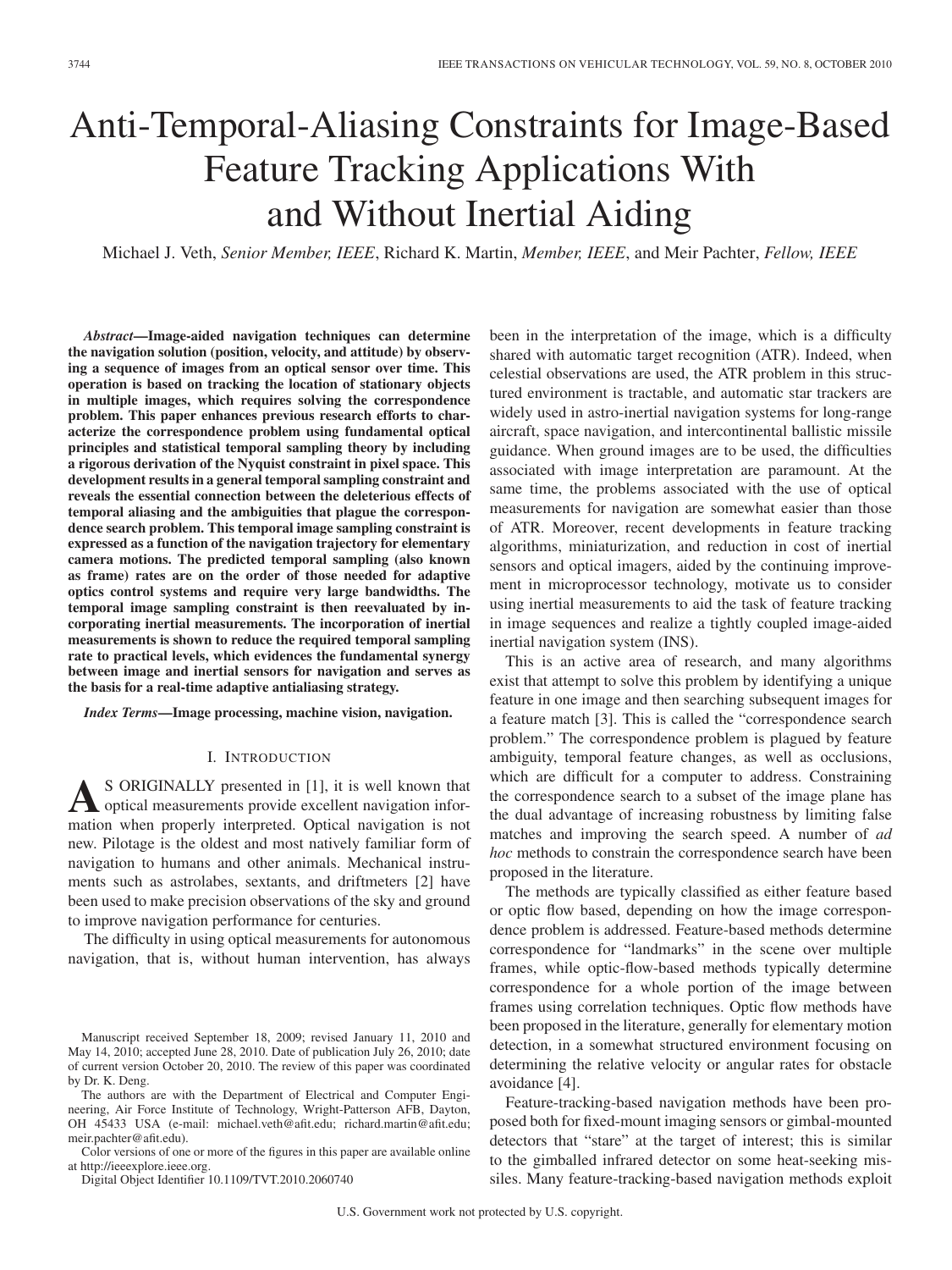# Anti-Temporal-Aliasing Constraints for Image-Based Feature Tracking Applications With and Without Inertial Aiding

Michael J. Veth, *Senior Member, IEEE*, Richard K. Martin, *Member, IEEE*, and Meir Pachter, *Fellow, IEEE*

***Abstract*—Image-aided navigation techniques can determine the navigation solution (position, velocity, and attitude) by observing a sequence of images from an optical sensor over time. This operation is based on tracking the location of stationary objects in multiple images, which requires solving the correspondence problem. This paper enhances previous research efforts to characterize the correspondence problem using fundamental optical principles and statistical temporal sampling theory by including a rigorous derivation of the Nyquist constraint in pixel space. This development results in a general temporal sampling constraint and reveals the essential connection between the deleterious effects of temporal aliasing and the ambiguities that plague the correspondence search problem. This temporal image sampling constraint is expressed as a function of the navigation trajectory for elementary camera motions. The predicted temporal sampling (also known as frame) rates are on the order of those needed for adaptive optics control systems and require very large bandwidths. The temporal image sampling constraint is then reevaluated by incorporating inertial measurements. The incorporation of inertial measurements is shown to reduce the required temporal sampling rate to practical levels, which evidences the fundamental synergy between image and inertial sensors for navigation and serves as the basis for a real-time adaptive antialiasing strategy.**

***Index Terms*—Image processing, machine vision, navigation.**

## I. Introduction

As originally presented in [1], it is well known that optical measurements provide excellent navigation information when properly interpreted. Optical navigation is not new. Pilotage is the oldest and most natively familiar form of navigation to humans and other animals. Mechanical instruments such as astrolabes, sextants, and driftmeters [2] have been used to make precision observations of the sky and ground to improve navigation performance for centuries.

The difficulty in using optical measurements for autonomous navigation, that is, without human intervention, has always been in the interpretation of the image, which is a difficulty shared with automatic target recognition (ATR). Indeed, when celestial observations are used, the ATR problem in this structured environment is tractable, and automatic star trackers are widely used in astro-inertial navigation systems for long-range aircraft, space navigation, and intercontinental ballistic missile guidance. When ground images are to be used, the difficulties associated with image interpretation are paramount. At the same time, the problems associated with the use of optical measurements for navigation are somewhat easier than those of ATR. Moreover, recent developments in feature tracking algorithms, miniaturization, and reduction in cost of inertial sensors and optical imagers, aided by the continuing improvement in microprocessor technology, motivate us to consider using inertial measurements to aid the task of feature tracking in image sequences and realize a tightly coupled image-aided inertial navigation system (INS).

This is an active area of research, and many algorithms exist that attempt to solve this problem by identifying a unique feature in one image and then searching subsequent images for a feature match [3]. This is called the "correspondence search problem." The correspondence problem is plagued by feature ambiguity, temporal feature changes, as well as occlusions, which are difficult for a computer to address. Constraining the correspondence search to a subset of the image plane has the dual advantage of increasing robustness by limiting false matches and improving the search speed. A number of *ad hoc* methods to constrain the correspondence search have been proposed in the literature.

The methods are typically classified as either feature based or optic flow based, depending on how the image correspondence problem is addressed. Feature-based methods determine correspondence for "landmarks" in the scene over multiple frames, while optic-flow-based methods typically determine correspondence for a whole portion of the image between frames using correlation techniques. Optic flow methods have been proposed in the literature, generally for elementary motion detection, in a somewhat structured environment focusing on determining the relative velocity or angular rates for obstacle avoidance [4].

Feature-tracking-based navigation methods have been proposed both for fixed-mount imaging sensors or gimbal-mounted detectors that "stare" at the target of interest; this is similar to the gimballed infrared detector on some heat-seeking missiles. Many feature-tracking-based navigation methods exploit

Manuscript received September 18, 2009; revised January 11, 2010 and May 14, 2010; accepted June 28, 2010. Date of publication July 26, 2010; date of current version October 20, 2010. The review of this paper was coordinated by Dr. K. Deng.

The authors are with the Department of Electrical and Computer Engineering, Air Force Institute of Technology, Wright-Patterson AFB, Dayton, OH 45433 USA (e-mail: michael.veth@afit.edu; richard.martin@afit.edu; meir.pachter@afit.edu).

Color versions of one or more of the figures in this paper are available online at http://ieeexplore.ieee.org.

Digital Object Identifier 10.1109/TVT.2010.2060740

U.S. Government work not protected by U.S. copyright.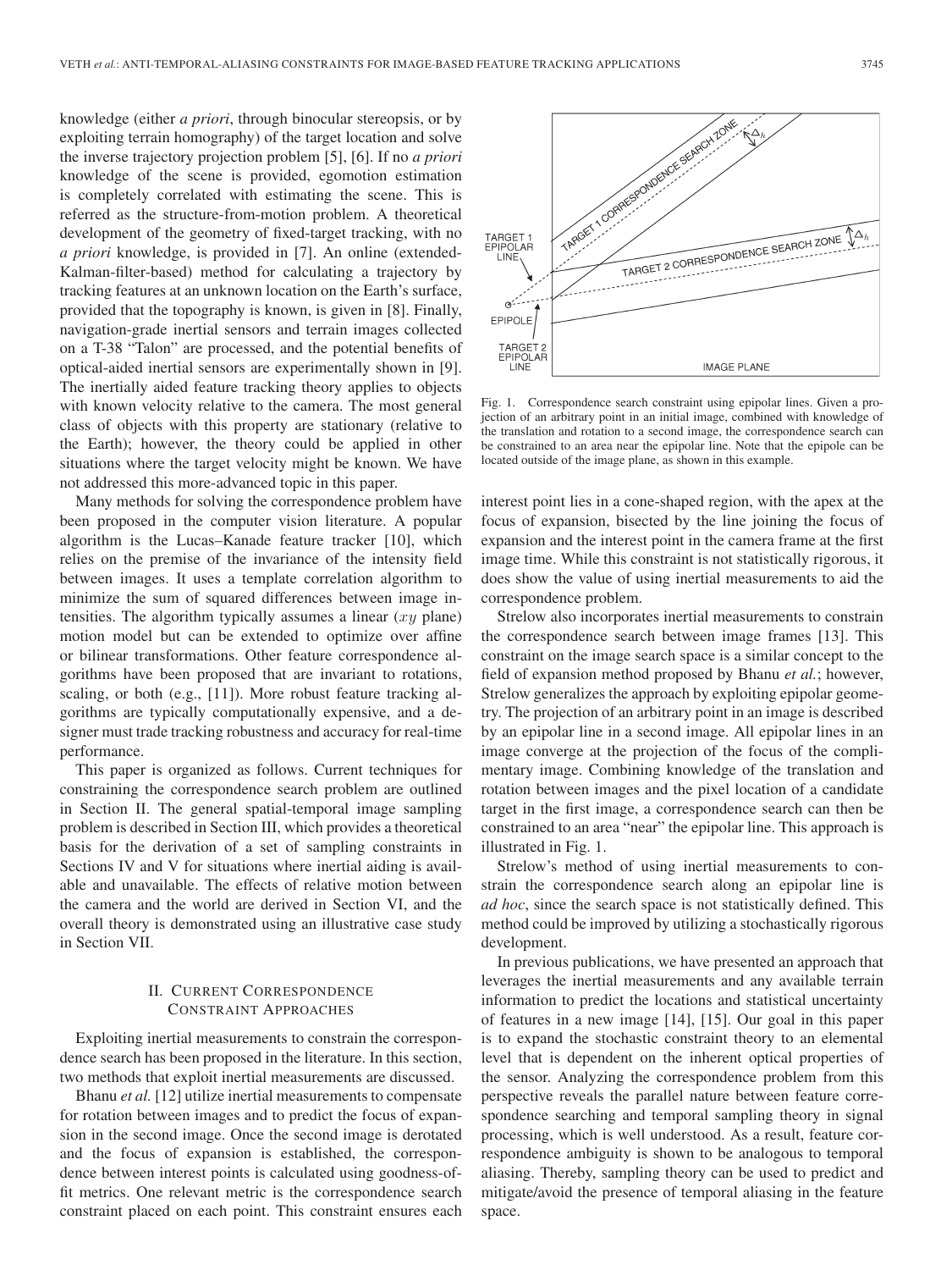knowledge (either *a priori*, through binocular stereopsis, or by exploiting terrain homography) of the target location and solve the inverse trajectory projection problem [5], [6]. If no *a priori* knowledge of the scene is provided, egomotion estimation is completely correlated with estimating the scene. This is referred as the structure-from-motion problem. A theoretical development of the geometry of fixed-target tracking, with no *a priori* knowledge, is provided in [7]. An online (extended-Kalman-filter-based) method for calculating a trajectory by tracking features at an unknown location on the Earth's surface, provided that the topography is known, is given in [8]. Finally, navigation-grade inertial sensors and terrain images collected on a T-38 "Talon" are processed, and the potential benefits of optical-aided inertial sensors are experimentally shown in [9]. The inertially aided feature tracking theory applies to objects with known velocity relative to the camera. The most general class of objects with this property are stationary (relative to the Earth); however, the theory could be applied in other situations where the target velocity might be known. We have not addressed this more-advanced topic in this paper.

Many methods for solving the correspondence problem have been proposed in the computer vision literature. A popular algorithm is the Lucas–Kanade feature tracker [10], which relies on the premise of the invariance of the intensity field between images. It uses a template correlation algorithm to minimize the sum of squared differences between image intensities. The algorithm typically assumes a linear ($xy$ plane) motion model but can be extended to optimize over affine or bilinear transformations. Other feature correspondence algorithms have been proposed that are invariant to rotations, scaling, or both (e.g., [11]). More robust feature tracking algorithms are typically computationally expensive, and a designer must trade tracking robustness and accuracy for real-time performance.

This paper is organized as follows. Current techniques for constraining the correspondence search problem are outlined in Section II. The general spatial-temporal image sampling problem is described in Section III, which provides a theoretical basis for the derivation of a set of sampling constraints in Sections IV and V for situations where inertial aiding is available and unavailable. The effects of relative motion between the camera and the world are derived in Section VI, and the overall theory is demonstrated using an illustrative case study in Section VII.

## II. Current Correspondence Constraint Approaches

Exploiting inertial measurements to constrain the correspondence search has been proposed in the literature. In this section, two methods that exploit inertial measurements are discussed.

Bhanu *et al.* [12] utilize inertial measurements to compensate for rotation between images and to predict the focus of expansion in the second image. Once the second image is derotated and the focus of expansion is established, the correspondence between interest points is calculated using goodness-of-fit metrics. One relevant metric is the correspondence search constraint placed on each point. This constraint ensures each interest point lies in a cone-shaped region, with the apex at the focus of expansion, bisected by the line joining the focus of expansion and the interest point in the camera frame at the first image time. While this constraint is not statistically rigorous, it does show the value of using inertial measurements to aid the correspondence problem.

TARGET 1 CORRESPONDENCE SEARCH ZONE
$\Delta_h$
TARGET 1 EPIPOLAR LINE
TARGET 2 CORRESPONDENCE SEARCH ZONE
$\Delta_h$
EPIPOLE
TARGET 2 EPIPOLAR LINE
IMAGE PLANE

Fig. 1. Correspondence search constraint using epipolar lines. Given a projection of an arbitrary point in an initial image, combined with knowledge of the translation and rotation to a second image, the correspondence search can be constrained to an area near the epipolar line. Note that the epipole can be located outside of the image plane, as shown in this example.

Strelow also incorporates inertial measurements to constrain the correspondence search between image frames [13]. This constraint on the image search space is a similar concept to the field of expansion method proposed by Bhanu *et al.*; however, Strelow generalizes the approach by exploiting epipolar geometry. The projection of an arbitrary point in an image is described by an epipolar line in a second image. All epipolar lines in an image converge at the projection of the focus of the complimentary image. Combining knowledge of the translation and rotation between images and the pixel location of a candidate target in the first image, a correspondence search can then be constrained to an area "near" the epipolar line. This approach is illustrated in Fig. 1.

Strelow's method of using inertial measurements to constrain the correspondence search along an epipolar line is *ad hoc*, since the search space is not statistically defined. This method could be improved by utilizing a stochastically rigorous development.

In previous publications, we have presented an approach that leverages the inertial measurements and any available terrain information to predict the locations and statistical uncertainty of features in a new image [14], [15]. Our goal in this paper is to expand the stochastic constraint theory to an elemental level that is dependent on the inherent optical properties of the sensor. Analyzing the correspondence problem from this perspective reveals the parallel nature between feature correspondence searching and temporal sampling theory in signal processing, which is well understood. As a result, feature correspondence ambiguity is shown to be analogous to temporal aliasing. Thereby, sampling theory can be used to predict and mitigate/avoid the presence of temporal aliasing in the feature space.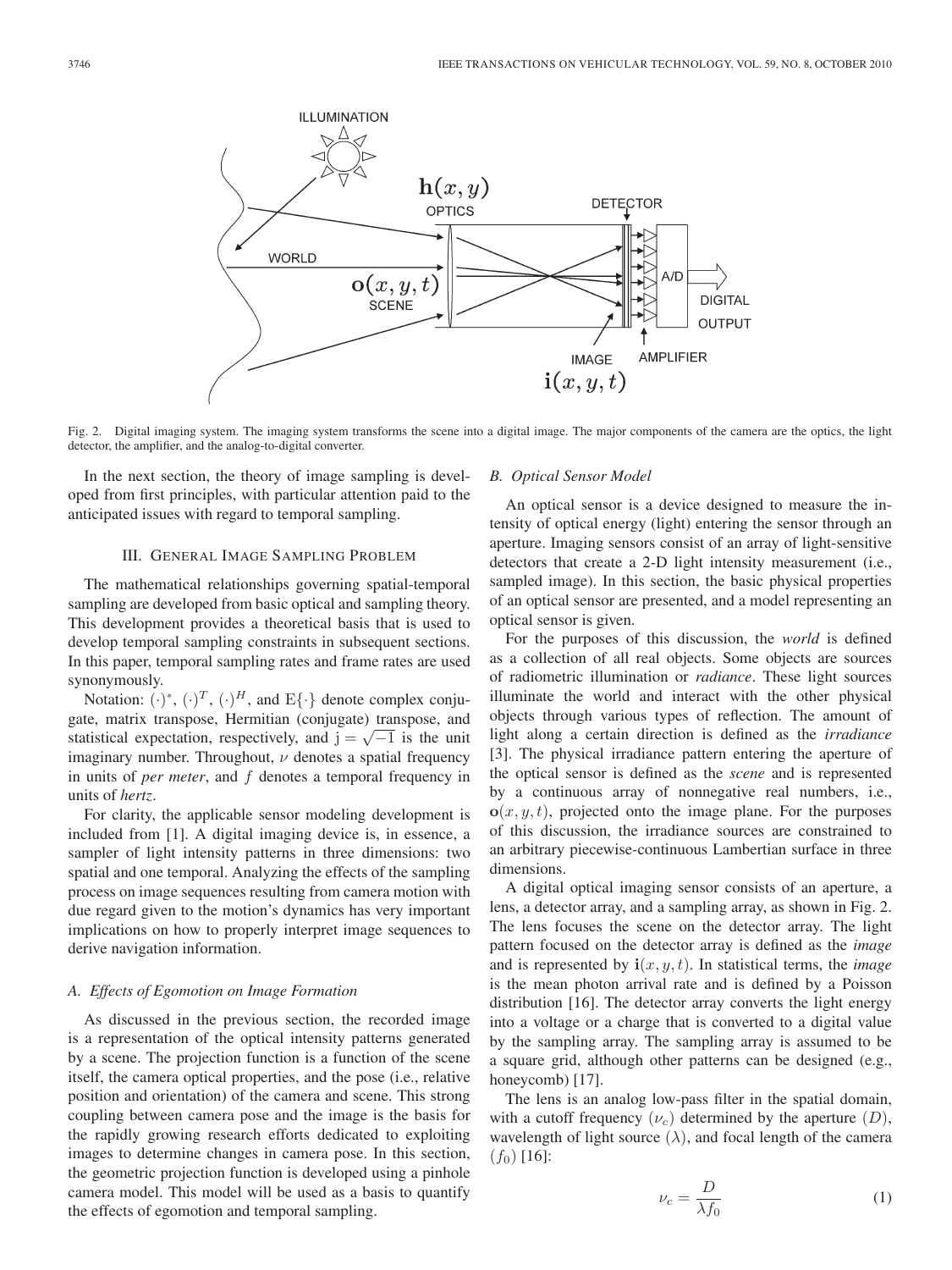ILLUMINATION

$\mathbf{h}(x, y)$

OPTICS

DETECTOR

WORLD

$\mathbf{o}(x, y, t)$

SCENE

A/D

DIGITAL

OUTPUT

IMAGE

AMPLIFIER

$\mathbf{i}(x, y, t)$

Fig. 2. Digital imaging system. The imaging system transforms the scene into a digital image. The major components of the camera are the optics, the light detector, the amplifier, and the analog-to-digital converter.

In the next section, the theory of image sampling is developed from first principles, with particular attention paid to the anticipated issues with regard to temporal sampling.

## III. General Image Sampling Problem

The mathematical relationships governing spatial-temporal sampling are developed from basic optical and sampling theory. This development provides a theoretical basis that is used to develop temporal sampling constraints in subsequent sections. In this paper, temporal sampling rates and frame rates are used synonymously.

Notation: $(\cdot)^*$, $(\cdot)^T$, $(\cdot)^H$, and $\mathrm{E}\{\cdot\}$ denote complex conjugate, matrix transpose, Hermitian (conjugate) transpose, and statistical expectation, respectively, and $\mathrm{j} = \sqrt{-1}$ is the unit imaginary number. Throughout, $\nu$ denotes a spatial frequency in units of *per meter*, and $f$ denotes a temporal frequency in units of *hertz*.

For clarity, the applicable sensor modeling development is included from [1]. A digital imaging device is, in essence, a sampler of light intensity patterns in three dimensions: two spatial and one temporal. Analyzing the effects of the sampling process on image sequences resulting from camera motion with due regard given to the motion's dynamics has very important implications on how to properly interpret image sequences to derive navigation information.

### A. Effects of Egomotion on Image Formation

As discussed in the previous section, the recorded image is a representation of the optical intensity patterns generated by a scene. The projection function is a function of the scene itself, the camera optical properties, and the pose (i.e., relative position and orientation) of the camera and scene. This strong coupling between camera pose and the image is the basis for the rapidly growing research efforts dedicated to exploiting images to determine changes in camera pose. In this section, the geometric projection function is developed using a pinhole camera model. This model will be used as a basis to quantify the effects of egomotion and temporal sampling.

### B. Optical Sensor Model

An optical sensor is a device designed to measure the intensity of optical energy (light) entering the sensor through an aperture. Imaging sensors consist of an array of light-sensitive detectors that create a 2-D light intensity measurement (i.e., sampled image). In this section, the basic physical properties of an optical sensor are presented, and a model representing an optical sensor is given.

For the purposes of this discussion, the *world* is defined as a collection of all real objects. Some objects are sources of radiometric illumination or *radiance*. These light sources illuminate the world and interact with the other physical objects through various types of reflection. The amount of light along a certain direction is defined as the *irradiance* [3]. The physical irradiance pattern entering the aperture of the optical sensor is defined as the *scene* and is represented by a continuous array of nonnegative real numbers, i.e., $\mathbf{o}(x, y, t)$, projected onto the image plane. For the purposes of this discussion, the irradiance sources are constrained to an arbitrary piecewise-continuous Lambertian surface in three dimensions.

A digital optical imaging sensor consists of an aperture, a lens, a detector array, and a sampling array, as shown in Fig. 2. The lens focuses the scene on the detector array. The light pattern focused on the detector array is defined as the *image* and is represented by $\mathbf{i}(x, y, t)$. In statistical terms, the *image* is the mean photon arrival rate and is defined by a Poisson distribution [16]. The detector array converts the light energy into a voltage or a charge that is converted to a digital value by the sampling array. The sampling array is assumed to be a square grid, although other patterns can be designed (e.g., honeycomb) [17].

The lens is an analog low-pass filter in the spatial domain, with a cutoff frequency $(\nu_c)$ determined by the aperture $(D)$, wavelength of light source $(\lambda)$, and focal length of the camera $(f_0)$ [16]:

$$\nu_c = \frac{D}{\lambda f_0} \tag{1}$$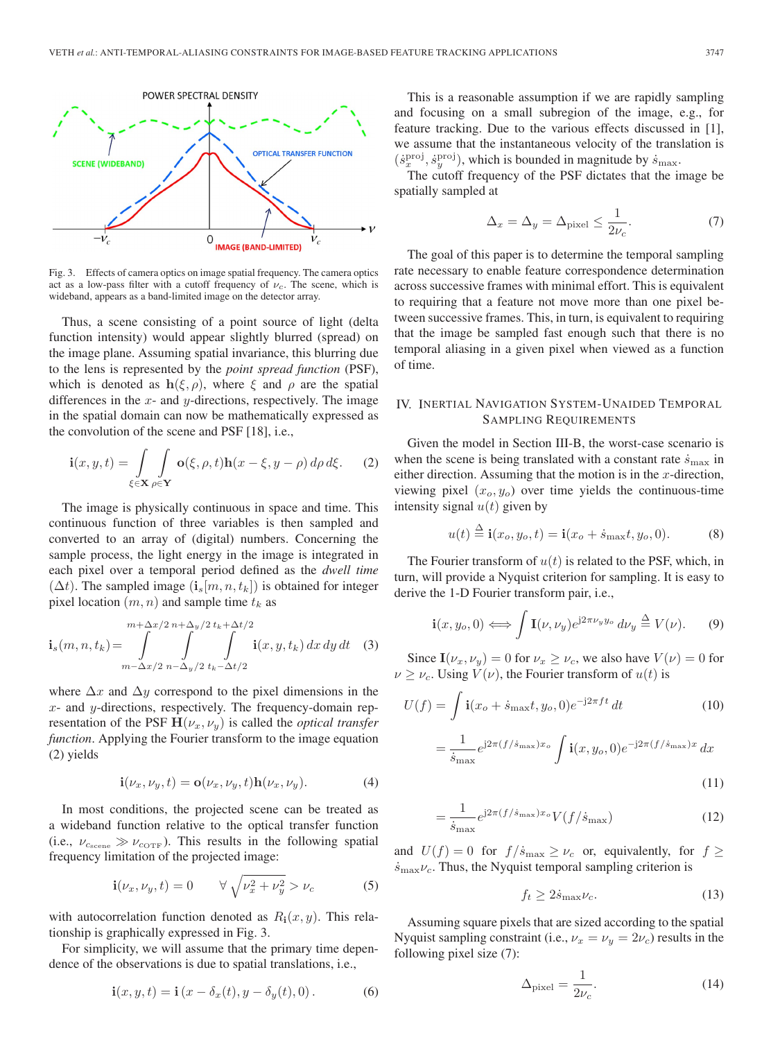POWER SPECTRAL DENSITY

SCENE (WIDEBAND)

OPTICAL TRANSFER FUNCTION

$-\nu_c$

0

$\nu_c$

$\nu$

IMAGE (BAND-LIMITED)

Fig. 3. Effects of camera optics on image spatial frequency. The camera optics act as a low-pass filter with a cutoff frequency of $\nu_c$. The scene, which is wideband, appears as a band-limited image on the detector array.

Thus, a scene consisting of a point source of light (delta function intensity) would appear slightly blurred (spread) on the image plane. Assuming spatial invariance, this blurring due to the lens is represented by the *point spread function* (PSF), which is denoted as $\mathbf{h}(\xi, \rho)$, where $\xi$ and $\rho$ are the spatial differences in the $x$- and $y$-directions, respectively. The image in the spatial domain can now be mathematically expressed as the convolution of the scene and PSF [18], i.e.,

$$\mathbf{i}(x, y, t) = \int_{\xi \in \mathbf{X}} \int_{\rho \in \mathbf{Y}} \mathbf{o}(\xi, \rho, t)\mathbf{h}(x - \xi, y - \rho)\, d\rho\, d\xi. \quad (2)$$

The image is physically continuous in space and time. This continuous function of three variables is then sampled and converted to an array of (digital) numbers. Concerning the sample process, the light energy in the image is integrated in each pixel over a temporal period defined as the *dwell time* ($\Delta t$). The sampled image ($\mathbf{i}_s[m, n, t_k]$) is obtained for integer pixel location $(m, n)$ and sample time $t_k$ as

$$\mathbf{i}_s(m, n, t_k) = \int_{m-\Delta x/2}^{m+\Delta x/2} \int_{n-\Delta_y/2}^{n+\Delta_y/2} \int_{t_k-\Delta t/2}^{t_k+\Delta t/2} \mathbf{i}(x, y, t_k)\, dx\, dy\, dt \quad (3)$$

where $\Delta x$ and $\Delta y$ correspond to the pixel dimensions in the $x$- and $y$-directions, respectively. The frequency-domain representation of the PSF $\mathbf{H}(\nu_x, \nu_y)$ is called the *optical transfer function*. Applying the Fourier transform to the image equation (2) yields

$$\mathbf{i}(\nu_x, \nu_y, t) = \mathbf{o}(\nu_x, \nu_y, t)\mathbf{h}(\nu_x, \nu_y). \quad (4)$$

In most conditions, the projected scene can be treated as a wideband function relative to the optical transfer function (i.e., $\nu_{c_{\text{scene}}} \gg \nu_{c_{\text{OTF}}}$). This results in the following spatial frequency limitation of the projected image:

$$\mathbf{i}(\nu_x, \nu_y, t) = 0 \qquad \forall \sqrt{\nu_x^2 + \nu_y^2} > \nu_c \quad (5)$$

with autocorrelation function denoted as $R_{\mathbf{i}}(x, y)$. This relationship is graphically expressed in Fig. 3.

For simplicity, we will assume that the primary time dependence of the observations is due to spatial translations, i.e.,

$$\mathbf{i}(x, y, t) = \mathbf{i}\left(x - \delta_x(t), y - \delta_y(t), 0\right). \quad (6)$$

This is a reasonable assumption if we are rapidly sampling and focusing on a small subregion of the image, e.g., for feature tracking. Due to the various effects discussed in [1], we assume that the instantaneous velocity of the translation is $(\dot{s}_x^{\text{proj}}, \dot{s}_y^{\text{proj}})$, which is bounded in magnitude by $\dot{s}_{\max}$.

The cutoff frequency of the PSF dictates that the image be spatially sampled at

$$\Delta_x = \Delta_y = \Delta_{\text{pixel}} \leq \frac{1}{2\nu_c}. \quad (7)$$

The goal of this paper is to determine the temporal sampling rate necessary to enable feature correspondence determination across successive frames with minimal effort. This is equivalent to requiring that a feature not move more than one pixel between successive frames. This, in turn, is equivalent to requiring that the image be sampled fast enough such that there is no temporal aliasing in a given pixel when viewed as a function of time.

## IV. Inertial Navigation System-Unaided Temporal Sampling Requirements

Given the model in Section III-B, the worst-case scenario is when the scene is being translated with a constant rate $\dot{s}_{\max}$ in either direction. Assuming that the motion is in the $x$-direction, viewing pixel $(x_o, y_o)$ over time yields the continuous-time intensity signal $u(t)$ given by

$$u(t) \triangleq \mathbf{i}(x_o, y_o, t) = \mathbf{i}(x_o + \dot{s}_{\max} t, y_o, 0). \quad (8)$$

The Fourier transform of $u(t)$ is related to the PSF, which, in turn, will provide a Nyquist criterion for sampling. It is easy to derive the 1-D Fourier transform pair, i.e.,

$$\mathbf{i}(x, y_o, 0) \Longleftrightarrow \int \mathbf{I}(\nu, \nu_y) e^{j2\pi\nu_y y_o}\, d\nu_y \triangleq V(\nu). \quad (9)$$

Since $\mathbf{I}(\nu_x, \nu_y) = 0$ for $\nu_x \geq \nu_c$, we also have $V(\nu) = 0$ for $\nu \geq \nu_c$. Using $V(\nu)$, the Fourier transform of $u(t)$ is

$$U(f) = \int \mathbf{i}(x_o + \dot{s}_{\max} t, y_o, 0) e^{-j2\pi f t}\, dt \quad (10)$$

$$= \frac{1}{\dot{s}_{\max}} e^{j2\pi(f/\dot{s}_{\max})x_o} \int \mathbf{i}(x, y_o, 0) e^{-j2\pi(f/\dot{s}_{\max})x}\, dx \quad (11)$$

$$= \frac{1}{\dot{s}_{\max}} e^{j2\pi(f/\dot{s}_{\max})x_o} V(f/\dot{s}_{\max}) \quad (12)$$

and $U(f) = 0$ for $f/\dot{s}_{\max} \geq \nu_c$ or, equivalently, for $f \geq \dot{s}_{\max}\nu_c$. Thus, the Nyquist temporal sampling criterion is

$$f_t \geq 2\dot{s}_{\max}\nu_c. \quad (13)$$

Assuming square pixels that are sized according to the spatial Nyquist sampling constraint (i.e., $\nu_x = \nu_y = 2\nu_c$) results in the following pixel size (7):

$$\Delta_{\text{pixel}} = \frac{1}{2\nu_c}. \quad (14)$$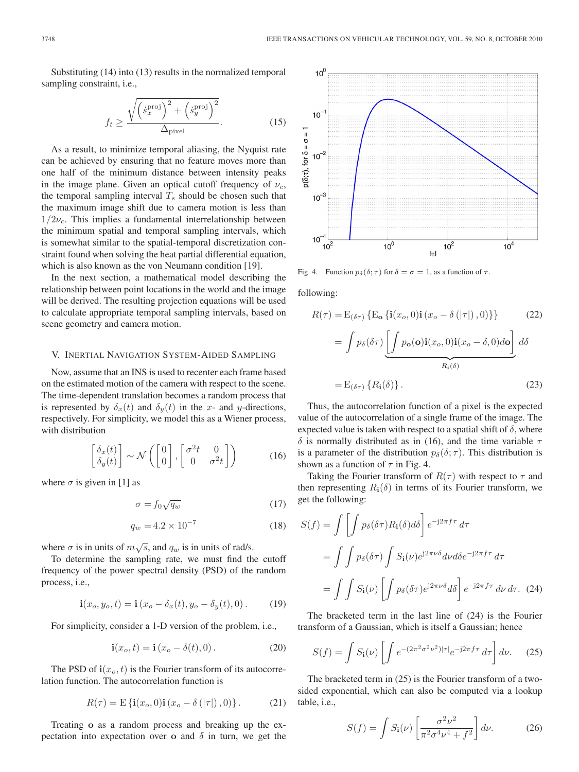Substituting (14) into (13) results in the normalized temporal sampling constraint, i.e.,

$$f_t \geq \frac{\sqrt{\left(\dot{s}_x^{\text{proj}}\right)^2 + \left(\dot{s}_y^{\text{proj}}\right)^2}}{\Delta_{\text{pixel}}}. \tag{15}$$

As a result, to minimize temporal aliasing, the Nyquist rate can be achieved by ensuring that no feature moves more than one half of the minimum distance between intensity peaks in the image plane. Given an optical cutoff frequency of $\nu_c$, the temporal sampling interval $T_s$ should be chosen such that the maximum image shift due to camera motion is less than $1/2\nu_c$. This implies a fundamental interrelationship between the minimum spatial and temporal sampling intervals, which is somewhat similar to the spatial-temporal discretization constraint found when solving the heat partial differential equation, which is also known as the von Neumann condition [19].

In the next section, a mathematical model describing the relationship between point locations in the world and the image will be derived. The resulting projection equations will be used to calculate appropriate temporal sampling intervals, based on scene geometry and camera motion.

## V. Inertial Navigation System-Aided Sampling

Now, assume that an INS is used to recenter each frame based on the estimated motion of the camera with respect to the scene. The time-dependent translation becomes a random process that is represented by $\delta_x(t)$ and $\delta_y(t)$ in the $x$- and $y$-directions, respectively. For simplicity, we model this as a Wiener process, with distribution

$$\begin{bmatrix} \delta_x(t) \\ \delta_y(t) \end{bmatrix} \sim \mathcal{N}\left( \begin{bmatrix} 0 \\ 0 \end{bmatrix}, \begin{bmatrix} \sigma^2 t & 0 \\ 0 & \sigma^2 t \end{bmatrix} \right) \tag{16}$$

where $\sigma$ is given in [1] as

$$\sigma = f_0 \sqrt{q_w} \tag{17}$$

$$q_w = 4.2 \times 10^{-7} \tag{18}$$

where $\sigma$ is in units of $m\sqrt{s}$, and $q_w$ is in units of rad/s.

To determine the sampling rate, we must find the cutoff frequency of the power spectral density (PSD) of the random process, i.e.,

$$\mathbf{i}(x_o, y_o, t) = \mathbf{i}\left(x_o - \delta_x(t), y_o - \delta_y(t), 0\right). \tag{19}$$

For simplicity, consider a 1-D version of the problem, i.e.,

$$\mathbf{i}(x_o, t) = \mathbf{i}\left(x_o - \delta(t), 0\right). \tag{20}$$

The PSD of $\mathbf{i}(x_o, t)$ is the Fourier transform of its autocorrelation function. The autocorrelation function is

$$R(\tau) = \mathrm{E}\left\{\mathbf{i}(x_o, 0)\mathbf{i}\left(x_o - \delta\left(|\tau|\right), 0\right)\right\}. \tag{21}$$

Treating $\mathbf{o}$ as a random process and breaking up the expectation into expectation over $\mathbf{o}$ and $\delta$ in turn, we get the following:

$$R(\tau) = \mathrm{E}_{(\delta\tau)}\left\{\mathrm{E}_{\mathbf{o}}\left\{\mathbf{i}(x_o, 0)\mathbf{i}\left(x_o - \delta\left(|\tau|\right), 0\right)\right\}\right\} \tag{22}$$

$$= \int p_\delta(\delta\tau) \underbrace{\left[\int p_{\mathbf{o}}(\mathbf{o})\mathbf{i}(x_o, 0)\mathbf{i}(x_o - \delta, 0) d\mathbf{o}\right]}_{R_{\mathbf{i}}(\delta)} d\delta$$

$$= \mathrm{E}_{(\delta\tau)}\left\{R_{\mathbf{i}}(\delta)\right\}. \tag{23}$$

Thus, the autocorrelation function of a pixel is the expected value of the autocorrelation of a single frame of the image. The expected value is taken with respect to a spatial shift of $\delta$, where $\delta$ is normally distributed as in (16), and the time variable $\tau$ is a parameter of the distribution $p_\delta(\delta; \tau)$. This distribution is shown as a function of $\tau$ in Fig. 4.

Fig. 4. Function $p_\delta(\delta; \tau)$ for $\delta = \sigma = 1$, as a function of $\tau$.

Taking the Fourier transform of $R(\tau)$ with respect to $\tau$ and then representing $R_{\mathbf{i}}(\delta)$ in terms of its Fourier transform, we get the following:

$$S(f) = \int \left[\int p_\delta(\delta\tau) R_{\mathbf{i}}(\delta) d\delta\right] e^{-\mathrm{j}2\pi f\tau} \, d\tau$$

$$= \int \int p_\delta(\delta\tau) \int S_{\mathbf{i}}(\nu) e^{\mathrm{j}2\pi\nu\delta} d\nu d\delta e^{-\mathrm{j}2\pi f\tau} \, d\tau$$

$$= \int \int S_{\mathbf{i}}(\nu) \left[\int p_\delta(\delta\tau) e^{\mathrm{j}2\pi\nu\delta} d\delta\right] e^{-\mathrm{j}2\pi f\tau} \, d\nu \, d\tau. \tag{24}$$

The bracketed term in the last line of (24) is the Fourier transform of a Gaussian, which is itself a Gaussian; hence

$$S(f) = \int S_{\mathbf{i}}(\nu) \left[\int e^{-(2\pi^2\sigma^2\nu^2)|\tau|} e^{-\mathrm{j}2\pi f\tau} \, d\tau\right] d\nu. \tag{25}$$

The bracketed term in (25) is the Fourier transform of a two-sided exponential, which can also be computed via a lookup table, i.e.,

$$S(f) = \int S_{\mathbf{i}}(\nu) \left[\frac{\sigma^2\nu^2}{\pi^2\sigma^4\nu^4 + f^2}\right] d\nu. \tag{26}$$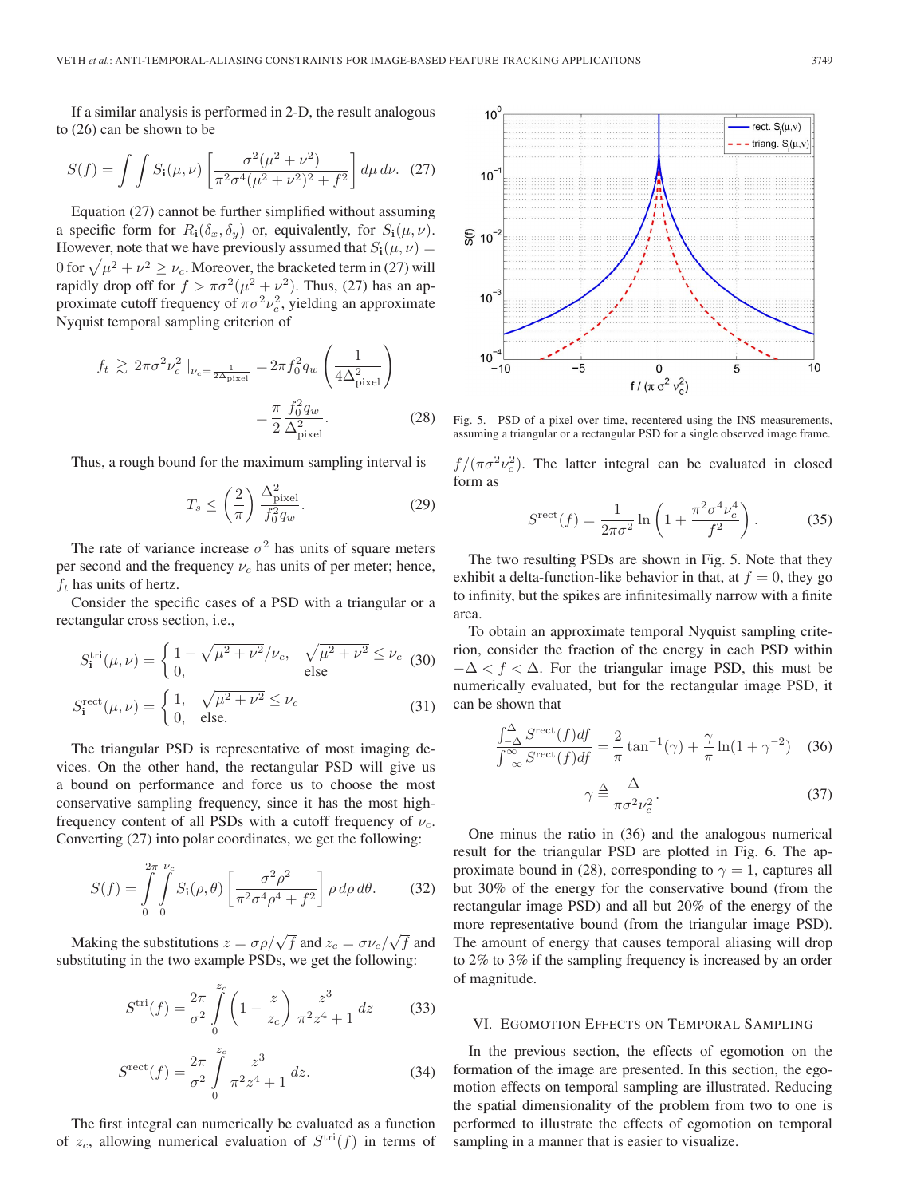If a similar analysis is performed in 2-D, the result analogous to (26) can be shown to be

$$S(f) = \int\int S_{\mathbf{i}}(\mu,\nu)\left[\frac{\sigma^2(\mu^2+\nu^2)}{\pi^2\sigma^4(\mu^2+\nu^2)^2+f^2}\right]d\mu\, d\nu. \quad (27)$$

Equation (27) cannot be further simplified without assuming a specific form for $R_{\mathbf{i}}(\delta_x,\delta_y)$ or, equivalently, for $S_{\mathbf{i}}(\mu,\nu)$. However, note that we have previously assumed that $S_{\mathbf{i}}(\mu,\nu) = 0$ for $\sqrt{\mu^2+\nu^2} \geq \nu_c$. Moreover, the bracketed term in (27) will rapidly drop off for $f > \pi\sigma^2(\mu^2+\nu^2)$. Thus, (27) has an approximate cutoff frequency of $\pi\sigma^2\nu_c^2$, yielding an approximate Nyquist temporal sampling criterion of

$$f_t \gtrsim 2\pi\sigma^2\nu_c^2\,|_{\nu_c=\frac{1}{2\Delta_{\text{pixel}}}} = 2\pi f_0^2 q_w\left(\frac{1}{4\Delta_{\text{pixel}}^2}\right) = \frac{\pi}{2}\frac{f_0^2 q_w}{\Delta_{\text{pixel}}^2}. \quad (28)$$

Thus, a rough bound for the maximum sampling interval is

$$T_s \leq \left(\frac{2}{\pi}\right)\frac{\Delta_{\text{pixel}}^2}{f_0^2 q_w}. \quad (29)$$

The rate of variance increase $\sigma^2$ has units of square meters per second and the frequency $\nu_c$ has units of per meter; hence, $f_t$ has units of hertz.

Consider the specific cases of a PSD with a triangular or a rectangular cross section, i.e.,

$$S_{\mathbf{i}}^{\text{tri}}(\mu,\nu) = \begin{cases} 1-\sqrt{\mu^2+\nu^2}/\nu_c, & \sqrt{\mu^2+\nu^2} \leq \nu_c \\ 0, & \text{else} \end{cases} \quad (30)$$

$$S_{\mathbf{i}}^{\text{rect}}(\mu,\nu) = \begin{cases} 1, & \sqrt{\mu^2+\nu^2} \leq \nu_c \\ 0, & \text{else.} \end{cases} \quad (31)$$

The triangular PSD is representative of most imaging devices. On the other hand, the rectangular PSD will give us a bound on performance and force us to choose the most conservative sampling frequency, since it has the most high-frequency content of all PSDs with a cutoff frequency of $\nu_c$. Converting (27) into polar coordinates, we get the following:

$$S(f) = \int_0^{2\pi}\int_0^{\nu_c} S_{\mathbf{i}}(\rho,\theta)\left[\frac{\sigma^2\rho^2}{\pi^2\sigma^4\rho^4+f^2}\right]\rho\, d\rho\, d\theta. \quad (32)$$

Making the substitutions $z = \sigma\rho/\sqrt{f}$ and $z_c = \sigma\nu_c/\sqrt{f}$ and substituting in the two example PSDs, we get the following:

$$S^{\text{tri}}(f) = \frac{2\pi}{\sigma^2}\int_0^{z_c}\left(1-\frac{z}{z_c}\right)\frac{z^3}{\pi^2 z^4+1}\,dz \quad (33)$$

$$S^{\text{rect}}(f) = \frac{2\pi}{\sigma^2}\int_0^{z_c}\frac{z^3}{\pi^2 z^4+1}\,dz. \quad (34)$$

The first integral can numerically be evaluated as a function of $z_c$, allowing numerical evaluation of $S^{\text{tri}}(f)$ in terms of $f/(\pi\sigma^2\nu_c^2)$. The latter integral can be evaluated in closed form as

$$S^{\text{rect}}(f) = \frac{1}{2\pi\sigma^2}\ln\left(1+\frac{\pi^2\sigma^4\nu_c^4}{f^2}\right). \quad (35)$$

Fig. 5. PSD of a pixel over time, recentered using the INS measurements, assuming a triangular or a rectangular PSD for a single observed image frame.

The two resulting PSDs are shown in Fig. 5. Note that they exhibit a delta-function-like behavior in that, at $f = 0$, they go to infinity, but the spikes are infinitesimally narrow with a finite area.

To obtain an approximate temporal Nyquist sampling criterion, consider the fraction of the energy in each PSD within $-\Delta < f < \Delta$. For the triangular image PSD, this must be numerically evaluated, but for the rectangular image PSD, it can be shown that

$$\frac{\int_{-\Delta}^{\Delta} S^{\text{rect}}(f)df}{\int_{-\infty}^{\infty} S^{\text{rect}}(f)df} = \frac{2}{\pi}\tan^{-1}(\gamma) + \frac{\gamma}{\pi}\ln(1+\gamma^{-2}) \quad (36)$$

$$\gamma \triangleq \frac{\Delta}{\pi\sigma^2\nu_c^2}. \quad (37)$$

One minus the ratio in (36) and the analogous numerical result for the triangular PSD are plotted in Fig. 6. The approximate bound in (28), corresponding to $\gamma = 1$, captures all but 30% of the energy for the conservative bound (from the rectangular image PSD) and all but 20% of the energy of the more representative bound (from the triangular image PSD). The amount of energy that causes temporal aliasing will drop to 2% to 3% if the sampling frequency is increased by an order of magnitude.

## VI. Egomotion Effects on Temporal Sampling

In the previous section, the effects of egomotion on the formation of the image are presented. In this section, the egomotion effects on temporal sampling are illustrated. Reducing the spatial dimensionality of the problem from two to one is performed to illustrate the effects of egomotion on temporal sampling in a manner that is easier to visualize.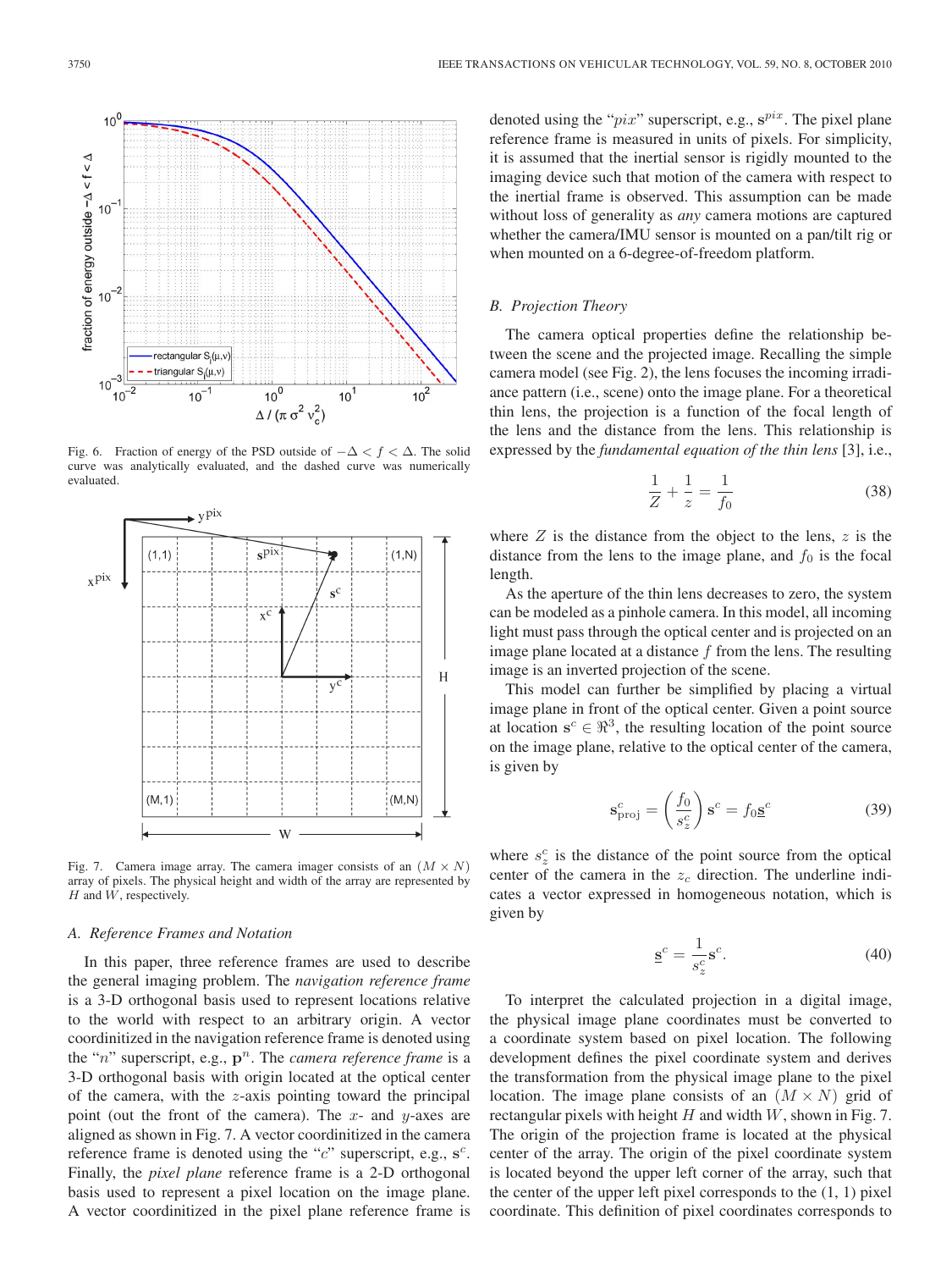$10^0$
$10^{-1}$
$10^{-2}$
$10^{-3}$
fraction of energy outside $-\Delta < f < \Delta$
$10^{-2}$ $10^{-1}$ $10^0$ $10^1$ $10^2$
$\Delta / (\pi \sigma^2 v_c^2)$
rectangular $S_I(\mu,\nu)$
triangular $S_I(\mu,\nu)$

Fig. 6. Fraction of energy of the PSD outside of $-\Delta < f < \Delta$. The solid curve was analytically evaluated, and the dashed curve was numerically evaluated.

$y^{pix}$
$x^{pix}$
(1,1)
$\mathbf{s}^{pix}$
(1,N)
$\mathbf{s}^c$
$x^c$
$y^c$
H
(M,1)
(M,N)
W

Fig. 7. Camera image array. The camera imager consists of an $(M \times N)$ array of pixels. The physical height and width of the array are represented by $H$ and $W$, respectively.

### A. Reference Frames and Notation

In this paper, three reference frames are used to describe the general imaging problem. The *navigation reference frame* is a 3-D orthogonal basis used to represent locations relative to the world with respect to an arbitrary origin. A vector coordinitized in the navigation reference frame is denoted using the "$n$" superscript, e.g., $\mathbf{p}^n$. The *camera reference frame* is a 3-D orthogonal basis with origin located at the optical center of the camera, with the $z$-axis pointing toward the principal point (out the front of the camera). The $x$- and $y$-axes are aligned as shown in Fig. 7. A vector coordinitized in the camera reference frame is denoted using the "$c$" superscript, e.g., $\mathbf{s}^c$. Finally, the *pixel plane* reference frame is a 2-D orthogonal basis used to represent a pixel location on the image plane. A vector coordinitized in the pixel plane reference frame is denoted using the "$pix$" superscript, e.g., $\mathbf{s}^{pix}$. The pixel plane reference frame is measured in units of pixels. For simplicity, it is assumed that the inertial sensor is rigidly mounted to the imaging device such that motion of the camera with respect to the inertial frame is observed. This assumption can be made without loss of generality as *any* camera motions are captured whether the camera/IMU sensor is mounted on a pan/tilt rig or when mounted on a 6-degree-of-freedom platform.

### B. Projection Theory

The camera optical properties define the relationship between the scene and the projected image. Recalling the simple camera model (see Fig. 2), the lens focuses the incoming irradiance pattern (i.e., scene) onto the image plane. For a theoretical thin lens, the projection is a function of the focal length of the lens and the distance from the lens. This relationship is expressed by the *fundamental equation of the thin lens* [3], i.e.,

$$\frac{1}{Z} + \frac{1}{z} = \frac{1}{f_0} \tag{38}$$

where $Z$ is the distance from the object to the lens, $z$ is the distance from the lens to the image plane, and $f_0$ is the focal length.

As the aperture of the thin lens decreases to zero, the system can be modeled as a pinhole camera. In this model, all incoming light must pass through the optical center and is projected on an image plane located at a distance $f$ from the lens. The resulting image is an inverted projection of the scene.

This model can further be simplified by placing a virtual image plane in front of the optical center. Given a point source at location $\mathbf{s}^c \in \Re^3$, the resulting location of the point source on the image plane, relative to the optical center of the camera, is given by

$$\mathbf{s}^c_{\text{proj}} = \left(\frac{f_0}{s^c_z}\right)\mathbf{s}^c = f_0 \underline{\mathbf{s}}^c \tag{39}$$

where $s^c_z$ is the distance of the point source from the optical center of the camera in the $z_c$ direction. The underline indicates a vector expressed in homogeneous notation, which is given by

$$\underline{\mathbf{s}}^c = \frac{1}{s^c_z}\mathbf{s}^c. \tag{40}$$

To interpret the calculated projection in a digital image, the physical image plane coordinates must be converted to a coordinate system based on pixel location. The following development defines the pixel coordinate system and derives the transformation from the physical image plane to the pixel location. The image plane consists of an $(M \times N)$ grid of rectangular pixels with height $H$ and width $W$, shown in Fig. 7. The origin of the projection frame is located at the physical center of the array. The origin of the pixel coordinate system is located beyond the upper left corner of the array, such that the center of the upper left pixel corresponds to the (1, 1) pixel coordinate. This definition of pixel coordinates corresponds to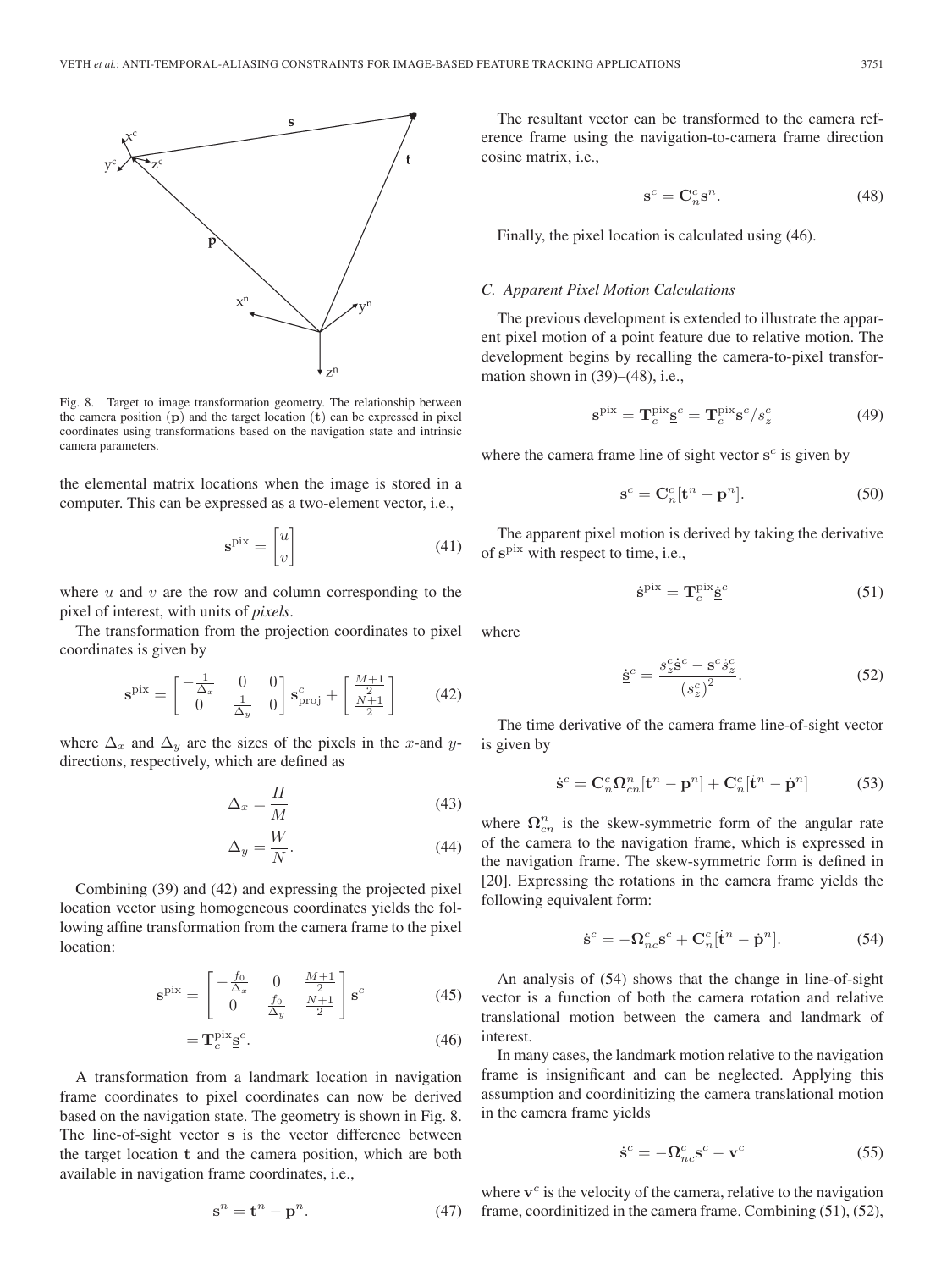Fig. 8. Target to image transformation geometry. The relationship between the camera position ($\mathbf{p}$) and the target location ($\mathbf{t}$) can be expressed in pixel coordinates using transformations based on the navigation state and intrinsic camera parameters.

the elemental matrix locations when the image is stored in a computer. This can be expressed as a two-element vector, i.e.,

$$\mathbf{s}^{\text{pix}} = \begin{bmatrix} u \\ v \end{bmatrix} \tag{41}$$

where $u$ and $v$ are the row and column corresponding to the pixel of interest, with units of *pixels*.

The transformation from the projection coordinates to pixel coordinates is given by

$$\mathbf{s}^{\text{pix}} = \begin{bmatrix} -\frac{1}{\Delta_x} & 0 & 0 \\ 0 & \frac{1}{\Delta_y} & 0 \end{bmatrix} \mathbf{s}^c_{\text{proj}} + \begin{bmatrix} \frac{M+1}{2} \\ \frac{N+1}{2} \end{bmatrix} \tag{42}$$

where $\Delta_x$ and $\Delta_y$ are the sizes of the pixels in the $x$-and $y$-directions, respectively, which are defined as

$$\Delta_x = \frac{H}{M} \tag{43}$$

$$\Delta_y = \frac{W}{N}. \tag{44}$$

Combining (39) and (42) and expressing the projected pixel location vector using homogeneous coordinates yields the following affine transformation from the camera frame to the pixel location:

$$\mathbf{s}^{\text{pix}} = \begin{bmatrix} -\frac{f_0}{\Delta_x} & 0 & \frac{M+1}{2} \\ 0 & \frac{f_0}{\Delta_y} & \frac{N+1}{2} \end{bmatrix} \underline{\mathbf{s}}^c \tag{45}$$

$$= \mathbf{T}^{\text{pix}}_c \underline{\mathbf{s}}^c. \tag{46}$$

A transformation from a landmark location in navigation frame coordinates to pixel coordinates can now be derived based on the navigation state. The geometry is shown in Fig. 8. The line-of-sight vector $\mathbf{s}$ is the vector difference between the target location $\mathbf{t}$ and the camera position, which are both available in navigation frame coordinates, i.e.,

$$\mathbf{s}^n = \mathbf{t}^n - \mathbf{p}^n. \tag{47}$$

The resultant vector can be transformed to the camera reference frame using the navigation-to-camera frame direction cosine matrix, i.e.,

$$\mathbf{s}^c = \mathbf{C}^c_n \mathbf{s}^n. \tag{48}$$

Finally, the pixel location is calculated using (46).

### C. Apparent Pixel Motion Calculations

The previous development is extended to illustrate the apparent pixel motion of a point feature due to relative motion. The development begins by recalling the camera-to-pixel transformation shown in (39)–(48), i.e.,

$$\mathbf{s}^{\text{pix}} = \mathbf{T}^{\text{pix}}_c \underline{\mathbf{s}}^c = \mathbf{T}^{\text{pix}}_c \mathbf{s}^c / s^c_z \tag{49}$$

where the camera frame line of sight vector $\mathbf{s}^c$ is given by

$$\mathbf{s}^c = \mathbf{C}^c_n [\mathbf{t}^n - \mathbf{p}^n]. \tag{50}$$

The apparent pixel motion is derived by taking the derivative of $\mathbf{s}^{\text{pix}}$ with respect to time, i.e.,

$$\dot{\mathbf{s}}^{\text{pix}} = \mathbf{T}^{\text{pix}}_c \dot{\underline{\mathbf{s}}}^c \tag{51}$$

where

$$\dot{\underline{\mathbf{s}}}^c = \frac{s^c_z \dot{\mathbf{s}}^c - \mathbf{s}^c \dot{s}^c_z}{(s^c_z)^2}. \tag{52}$$

The time derivative of the camera frame line-of-sight vector is given by

$$\dot{\mathbf{s}}^c = \mathbf{C}^c_n \mathbf{\Omega}^n_{cn} [\mathbf{t}^n - \mathbf{p}^n] + \mathbf{C}^c_n [\dot{\mathbf{t}}^n - \dot{\mathbf{p}}^n] \tag{53}$$

where $\mathbf{\Omega}^n_{cn}$ is the skew-symmetric form of the angular rate of the camera to the navigation frame, which is expressed in the navigation frame. The skew-symmetric form is defined in [20]. Expressing the rotations in the camera frame yields the following equivalent form:

$$\dot{\mathbf{s}}^c = -\mathbf{\Omega}^c_{nc} \mathbf{s}^c + \mathbf{C}^c_n [\dot{\mathbf{t}}^n - \dot{\mathbf{p}}^n]. \tag{54}$$

An analysis of (54) shows that the change in line-of-sight vector is a function of both the camera rotation and relative translational motion between the camera and landmark of interest.

In many cases, the landmark motion relative to the navigation frame is insignificant and can be neglected. Applying this assumption and coordinitizing the camera translational motion in the camera frame yields

$$\dot{\mathbf{s}}^c = -\mathbf{\Omega}^c_{nc} \mathbf{s}^c - \mathbf{v}^c \tag{55}$$

where $\mathbf{v}^c$ is the velocity of the camera, relative to the navigation frame, coordinitized in the camera frame. Combining (51), (52),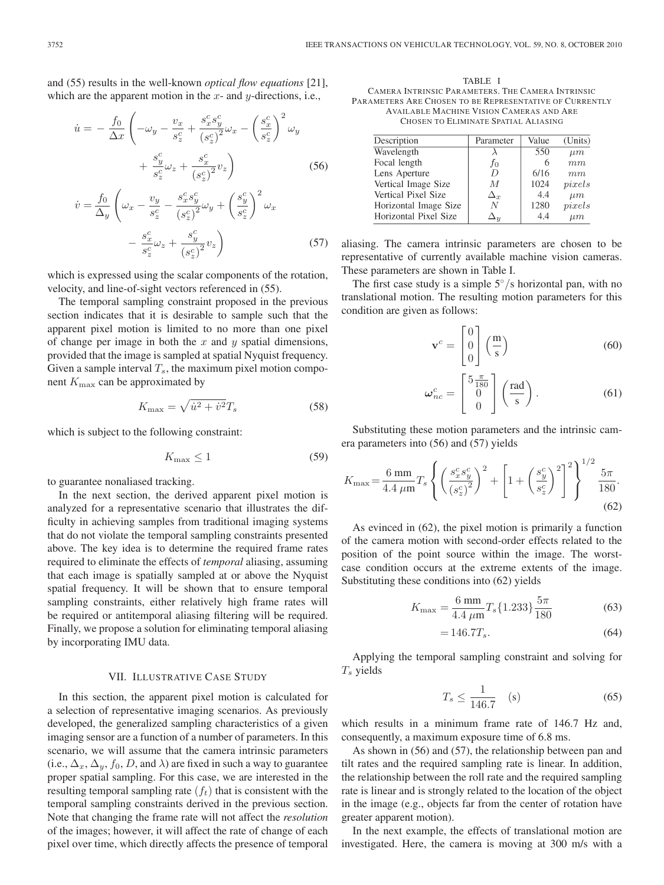and (55) results in the well-known *optical flow equations* [21], which are the apparent motion in the $x$- and $y$-directions, i.e.,

$$\dot{u} = -\frac{f_0}{\Delta x}\left(-\omega_y - \frac{v_x}{s_z^c} + \frac{s_x^c s_y^c}{\left(s_z^c\right)^2}\omega_x - \left(\frac{s_x^c}{s_z^c}\right)^2 \omega_y + \frac{s_y^c}{s_z^c}\omega_z + \frac{s_x^c}{\left(s_z^c\right)^2} v_z\right) \tag{56}$$

$$\dot{v} = \frac{f_0}{\Delta_y}\left(\omega_x - \frac{v_y}{s_z^c} - \frac{s_x^c s_y^c}{\left(s_z^c\right)^2}\omega_y + \left(\frac{s_y^c}{s_z^c}\right)^2 \omega_x - \frac{s_x^c}{s_z^c}\omega_z + \frac{s_y^c}{\left(s_z^c\right)^2} v_z\right) \tag{57}$$

which is expressed using the scalar components of the rotation, velocity, and line-of-sight vectors referenced in (55).

The temporal sampling constraint proposed in the previous section indicates that it is desirable to sample such that the apparent pixel motion is limited to no more than one pixel of change per image in both the $x$ and $y$ spatial dimensions, provided that the image is sampled at spatial Nyquist frequency. Given a sample interval $T_s$, the maximum pixel motion component $K_{\max}$ can be approximated by

$$K_{\max} = \sqrt{\dot{u}^2 + \dot{v}^2}\, T_s \tag{58}$$

which is subject to the following constraint:

$$K_{\max} \leq 1 \tag{59}$$

to guarantee nonaliased tracking.

In the next section, the derived apparent pixel motion is analyzed for a representative scenario that illustrates the difficulty in achieving samples from traditional imaging systems that do not violate the temporal sampling constraints presented above. The key idea is to determine the required frame rates required to eliminate the effects of *temporal* aliasing, assuming that each image is spatially sampled at or above the Nyquist spatial frequency. It will be shown that to ensure temporal sampling constraints, either relatively high frame rates will be required or antitemporal aliasing filtering will be required. Finally, we propose a solution for eliminating temporal aliasing by incorporating IMU data.

## VII. Illustrative Case Study

In this section, the apparent pixel motion is calculated for a selection of representative imaging scenarios. As previously developed, the generalized sampling characteristics of a given imaging sensor are a function of a number of parameters. In this scenario, we will assume that the camera intrinsic parameters (i.e., $\Delta_x$, $\Delta_y$, $f_0$, $D$, and $\lambda$) are fixed in such a way to guarantee proper spatial sampling. For this case, we are interested in the resulting temporal sampling rate $(f_t)$ that is consistent with the temporal sampling constraints derived in the previous section. Note that changing the frame rate will not affect the *resolution* of the images; however, it will affect the rate of change of each pixel over time, which directly affects the presence of temporal aliasing. The camera intrinsic parameters are chosen to be representative of currently available machine vision cameras. These parameters are shown in Table I.

TABLE I
Camera Intrinsic Parameters. The Camera Intrinsic Parameters Are Chosen to Be Representative of Currently Available Machine Vision Cameras and Are Chosen to Eliminate Spatial Aliasing

| Description | Parameter | Value | (Units) |
|---|---|---|---|
| Wavelength | $\lambda$ | 550 | $\mu m$ |
| Focal length | $f_0$ | 6 | $mm$ |
| Lens Aperture | $D$ | 6/16 | $mm$ |
| Vertical Image Size | $M$ | 1024 | $pixels$ |
| Vertical Pixel Size | $\Delta_x$ | 4.4 | $\mu m$ |
| Horizontal Image Size | $N$ | 1280 | $pixels$ |
| Horizontal Pixel Size | $\Delta_y$ | 4.4 | $\mu m$ |

The first case study is a simple $5^\circ$/s horizontal pan, with no translational motion. The resulting motion parameters for this condition are given as follows:

$$\mathbf{v}^c = \begin{bmatrix} 0 \\ 0 \\ 0 \end{bmatrix} \left(\frac{\text{m}}{\text{s}}\right) \tag{60}$$

$$\boldsymbol{\omega}_{nc}^c = \begin{bmatrix} 5\frac{\pi}{180} \\ 0 \\ 0 \end{bmatrix} \left(\frac{\text{rad}}{\text{s}}\right). \tag{61}$$

Substituting these motion parameters and the intrinsic camera parameters into (56) and (57) yields

$$K_{\max} = \frac{6\ \text{mm}}{4.4\ \mu\text{m}} T_s \left\{ \left(\frac{s_x^c s_y^c}{\left(s_z^c\right)^2}\right)^2 + \left[1 + \left(\frac{s_y^c}{s_z^c}\right)^2\right]^2 \right\}^{1/2} \frac{5\pi}{180}. \tag{62}$$

As evinced in (62), the pixel motion is primarily a function of the camera motion with second-order effects related to the position of the point source within the image. The worst-case condition occurs at the extreme extents of the image. Substituting these conditions into (62) yields

$$K_{\max} = \frac{6\ \text{mm}}{4.4\ \mu\text{m}} T_s \{1.233\} \frac{5\pi}{180} \tag{63}$$

$$= 146.7 T_s. \tag{64}$$

Applying the temporal sampling constraint and solving for $T_s$ yields

$$T_s \leq \frac{1}{146.7} \quad (\text{s}) \tag{65}$$

which results in a minimum frame rate of 146.7 Hz and, consequently, a maximum exposure time of 6.8 ms.

As shown in (56) and (57), the relationship between pan and tilt rates and the required sampling rate is linear. In addition, the relationship between the roll rate and the required sampling rate is linear and is strongly related to the location of the object in the image (e.g., objects far from the center of rotation have greater apparent motion).

In the next example, the effects of translational motion are investigated. Here, the camera is moving at 300 m/s with a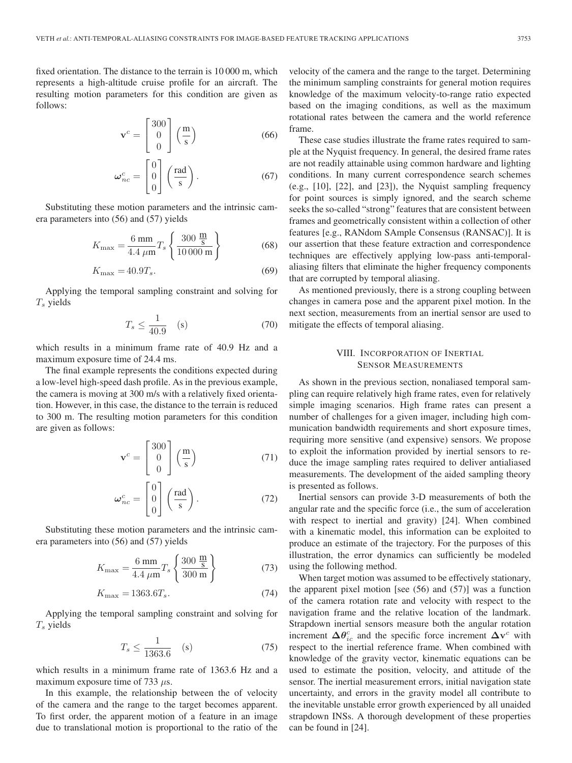fixed orientation. The distance to the terrain is 10 000 m, which represents a high-altitude cruise profile for an aircraft. The resulting motion parameters for this condition are given as follows:

$$\mathbf{v}^c = \begin{bmatrix} 300 \\ 0 \\ 0 \end{bmatrix} \left(\frac{\text{m}}{\text{s}}\right) \tag{66}$$

$$\boldsymbol{\omega}_{nc}^c = \begin{bmatrix} 0 \\ 0 \\ 0 \end{bmatrix} \left(\frac{\text{rad}}{\text{s}}\right). \tag{67}$$

Substituting these motion parameters and the intrinsic camera parameters into (56) and (57) yields

$$K_{\max} = \frac{6 \text{ mm}}{4.4 \ \mu\text{m}} T_s \left\{ \frac{300 \ \frac{\text{m}}{\text{s}}}{10\,000 \text{ m}} \right\} \tag{68}$$

$$K_{\max} = 40.9 T_s. \tag{69}$$

Applying the temporal sampling constraint and solving for $T_s$ yields

$$T_s \leq \frac{1}{40.9} \quad (\text{s}) \tag{70}$$

which results in a minimum frame rate of 40.9 Hz and a maximum exposure time of 24.4 ms.

The final example represents the conditions expected during a low-level high-speed dash profile. As in the previous example, the camera is moving at 300 m/s with a relatively fixed orientation. However, in this case, the distance to the terrain is reduced to 300 m. The resulting motion parameters for this condition are given as follows:

$$\mathbf{v}^c = \begin{bmatrix} 300 \\ 0 \\ 0 \end{bmatrix} \left(\frac{\text{m}}{\text{s}}\right) \tag{71}$$

$$\boldsymbol{\omega}_{nc}^c = \begin{bmatrix} 0 \\ 0 \\ 0 \end{bmatrix} \left(\frac{\text{rad}}{\text{s}}\right). \tag{72}$$

Substituting these motion parameters and the intrinsic camera parameters into (56) and (57) yields

$$K_{\max} = \frac{6 \text{ mm}}{4.4 \ \mu\text{m}} T_s \left\{ \frac{300 \ \frac{\text{m}}{\text{s}}}{300 \text{ m}} \right\} \tag{73}$$

$$K_{\max} = 1363.6 T_s. \tag{74}$$

Applying the temporal sampling constraint and solving for $T_s$ yields

$$T_s \leq \frac{1}{1363.6} \quad (\text{s}) \tag{75}$$

which results in a minimum frame rate of 1363.6 Hz and a maximum exposure time of 733 $\mu$s.

In this example, the relationship between the of velocity of the camera and the range to the target becomes apparent. To first order, the apparent motion of a feature in an image due to translational motion is proportional to the ratio of the velocity of the camera and the range to the target. Determining the minimum sampling constraints for general motion requires knowledge of the maximum velocity-to-range ratio expected based on the imaging conditions, as well as the maximum rotational rates between the camera and the world reference frame.

These case studies illustrate the frame rates required to sample at the Nyquist frequency. In general, the desired frame rates are not readily attainable using common hardware and lighting conditions. In many current correspondence search schemes (e.g., [10], [22], and [23]), the Nyquist sampling frequency for point sources is simply ignored, and the search scheme seeks the so-called "strong" features that are consistent between frames and geometrically consistent within a collection of other features [e.g., RANdom SAmple Consensus (RANSAC)]. It is our assertion that these feature extraction and correspondence techniques are effectively applying low-pass anti-temporal-aliasing filters that eliminate the higher frequency components that are corrupted by temporal aliasing.

As mentioned previously, there is a strong coupling between changes in camera pose and the apparent pixel motion. In the next section, measurements from an inertial sensor are used to mitigate the effects of temporal aliasing.

## VIII. Incorporation of Inertial Sensor Measurements

As shown in the previous section, nonaliased temporal sampling can require relatively high frame rates, even for relatively simple imaging scenarios. High frame rates can present a number of challenges for a given imager, including high communication bandwidth requirements and short exposure times, requiring more sensitive (and expensive) sensors. We propose to exploit the information provided by inertial sensors to reduce the image sampling rates required to deliver antialiased measurements. The development of the aided sampling theory is presented as follows.

Inertial sensors can provide 3-D measurements of both the angular rate and the specific force (i.e., the sum of acceleration with respect to inertial and gravity) [24]. When combined with a kinematic model, this information can be exploited to produce an estimate of the trajectory. For the purposes of this illustration, the error dynamics can sufficiently be modeled using the following method.

When target motion was assumed to be effectively stationary, the apparent pixel motion [see (56) and (57)] was a function of the camera rotation rate and velocity with respect to the navigation frame and the relative location of the landmark. Strapdown inertial sensors measure both the angular rotation increment $\boldsymbol{\Delta\theta}_{ic}^c$ and the specific force increment $\boldsymbol{\Delta}\mathbf{v}^c$ with respect to the inertial reference frame. When combined with knowledge of the gravity vector, kinematic equations can be used to estimate the position, velocity, and attitude of the sensor. The inertial measurement errors, initial navigation state uncertainty, and errors in the gravity model all contribute to the inevitable unstable error growth experienced by all unaided strapdown INSs. A thorough development of these properties can be found in [24].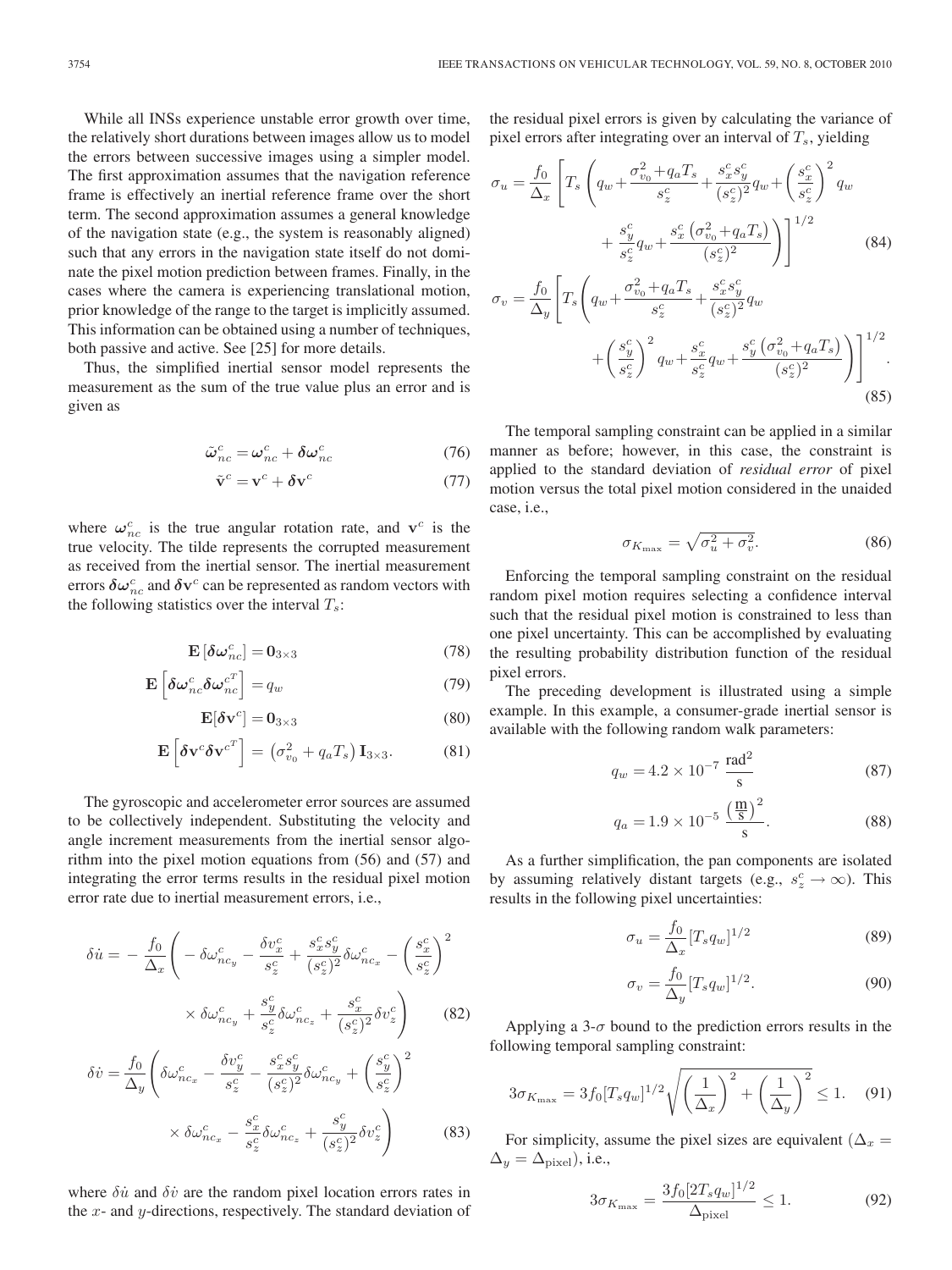While all INSs experience unstable error growth over time, the relatively short durations between images allow us to model the errors between successive images using a simpler model. The first approximation assumes that the navigation reference frame is effectively an inertial reference frame over the short term. The second approximation assumes a general knowledge of the navigation state (e.g., the system is reasonably aligned) such that any errors in the navigation state itself do not dominate the pixel motion prediction between frames. Finally, in the cases where the camera is experiencing translational motion, prior knowledge of the range to the target is implicitly assumed. This information can be obtained using a number of techniques, both passive and active. See [25] for more details.

Thus, the simplified inertial sensor model represents the measurement as the sum of the true value plus an error and is given as

$$\tilde{\boldsymbol{\omega}}_{nc}^{c} = \boldsymbol{\omega}_{nc}^{c} + \boldsymbol{\delta\omega}_{nc}^{c} \tag{76}$$

$$\tilde{\mathbf{v}}^{c} = \mathbf{v}^{c} + \boldsymbol{\delta}\mathbf{v}^{c} \tag{77}$$

where $\boldsymbol{\omega}_{nc}^{c}$ is the true angular rotation rate, and $\mathbf{v}^{c}$ is the true velocity. The tilde represents the corrupted measurement as received from the inertial sensor. The inertial measurement errors $\boldsymbol{\delta\omega}_{nc}^{c}$ and $\boldsymbol{\delta}\mathbf{v}^{c}$ can be represented as random vectors with the following statistics over the interval $T_s$:

$$\mathbf{E}\left[\boldsymbol{\delta\omega}_{nc}^{c}\right] = \mathbf{0}_{3\times 3} \tag{78}$$

$$\mathbf{E}\left[\boldsymbol{\delta\omega}_{nc}^{c}\boldsymbol{\delta\omega}_{nc}^{c^{T}}\right] = q_w \tag{79}$$

$$\mathbf{E}[\boldsymbol{\delta}\mathbf{v}^{c}] = \mathbf{0}_{3\times 3} \tag{80}$$

$$\mathbf{E}\left[\boldsymbol{\delta}\mathbf{v}^{c}\boldsymbol{\delta}\mathbf{v}^{c^{T}}\right] = \left(\sigma_{v_0}^{2} + q_a T_s\right)\mathbf{I}_{3\times 3}. \tag{81}$$

The gyroscopic and accelerometer error sources are assumed to be collectively independent. Substituting the velocity and angle increment measurements from the inertial sensor algorithm into the pixel motion equations from (56) and (57) and integrating the error terms results in the residual pixel motion error rate due to inertial measurement errors, i.e.,

$$\delta\dot{u} = -\frac{f_0}{\Delta_x}\Bigg(-\delta\omega_{nc_y}^{c} - \frac{\delta v_x^{c}}{s_z^{c}} + \frac{s_x^{c}s_y^{c}}{(s_z^{c})^{2}}\delta\omega_{nc_x}^{c} - \left(\frac{s_x^{c}}{s_z^{c}}\right)^{2} \times \delta\omega_{nc_y}^{c} + \frac{s_y^{c}}{s_z^{c}}\delta\omega_{nc_z}^{c} + \frac{s_x^{c}}{(s_z^{c})^{2}}\delta v_z^{c}\Bigg) \tag{82}$$

$$\delta\dot{v} = \frac{f_0}{\Delta_y}\Bigg(\delta\omega_{nc_x}^{c} - \frac{\delta v_y^{c}}{s_z^{c}} - \frac{s_x^{c}s_y^{c}}{(s_z^{c})^{2}}\delta\omega_{nc_y}^{c} + \left(\frac{s_y^{c}}{s_z^{c}}\right)^{2} \times \delta\omega_{nc_x}^{c} - \frac{s_x^{c}}{s_z^{c}}\delta\omega_{nc_z}^{c} + \frac{s_y^{c}}{(s_z^{c})^{2}}\delta v_z^{c}\Bigg) \tag{83}$$

where $\delta\dot{u}$ and $\delta\dot{v}$ are the random pixel location errors rates in the $x$- and $y$-directions, respectively. The standard deviation of the residual pixel errors is given by calculating the variance of pixel errors after integrating over an interval of $T_s$, yielding

$$\sigma_u = \frac{f_0}{\Delta_x}\left[T_s\left(q_w + \frac{\sigma_{v_0}^{2} + q_a T_s}{s_z^{c}} + \frac{s_x^{c}s_y^{c}}{(s_z^{c})^{2}}q_w + \left(\frac{s_x^{c}}{s_z^{c}}\right)^{2}q_w + \frac{s_y^{c}}{s_z^{c}}q_w + \frac{s_x^{c}\left(\sigma_{v_0}^{2} + q_a T_s\right)}{(s_z^{c})^{2}}\right)\right]^{1/2} \tag{84}$$

$$\sigma_v = \frac{f_0}{\Delta_y}\left[T_s\left(q_w + \frac{\sigma_{v_0}^{2} + q_a T_s}{s_z^{c}} + \frac{s_x^{c}s_y^{c}}{(s_z^{c})^{2}}q_w + \left(\frac{s_y^{c}}{s_z^{c}}\right)^{2}q_w + \frac{s_x^{c}}{s_z^{c}}q_w + \frac{s_y^{c}\left(\sigma_{v_0}^{2} + q_a T_s\right)}{(s_z^{c})^{2}}\right)\right]^{1/2}. \tag{85}$$

The temporal sampling constraint can be applied in a similar manner as before; however, in this case, the constraint is applied to the standard deviation of *residual error* of pixel motion versus the total pixel motion considered in the unaided case, i.e.,

$$\sigma_{K_{\max}} = \sqrt{\sigma_u^{2} + \sigma_v^{2}}. \tag{86}$$

Enforcing the temporal sampling constraint on the residual random pixel motion requires selecting a confidence interval such that the residual pixel motion is constrained to less than one pixel uncertainty. This can be accomplished by evaluating the resulting probability distribution function of the residual pixel errors.

The preceding development is illustrated using a simple example. In this example, a consumer-grade inertial sensor is available with the following random walk parameters:

$$q_w = 4.2 \times 10^{-7}\ \frac{\text{rad}^2}{\text{s}} \tag{87}$$

$$q_a = 1.9 \times 10^{-5}\ \frac{\left(\frac{\text{m}}{\text{s}}\right)^2}{\text{s}}. \tag{88}$$

As a further simplification, the pan components are isolated by assuming relatively distant targets (e.g., $s_z^c \to \infty$). This results in the following pixel uncertainties:

$$\sigma_u = \frac{f_0}{\Delta_x}[T_s q_w]^{1/2} \tag{89}$$

$$\sigma_v = \frac{f_0}{\Delta_y}[T_s q_w]^{1/2}. \tag{90}$$

Applying a 3-$\sigma$ bound to the prediction errors results in the following temporal sampling constraint:

$$3\sigma_{K_{\max}} = 3f_0[T_s q_w]^{1/2}\sqrt{\left(\frac{1}{\Delta_x}\right)^{2} + \left(\frac{1}{\Delta_y}\right)^{2}} \leq 1. \tag{91}$$

For simplicity, assume the pixel sizes are equivalent ($\Delta_x = \Delta_y = \Delta_{\text{pixel}}$), i.e.,

$$3\sigma_{K_{\max}} = \frac{3f_0[2T_s q_w]^{1/2}}{\Delta_{\text{pixel}}} \leq 1. \tag{92}$$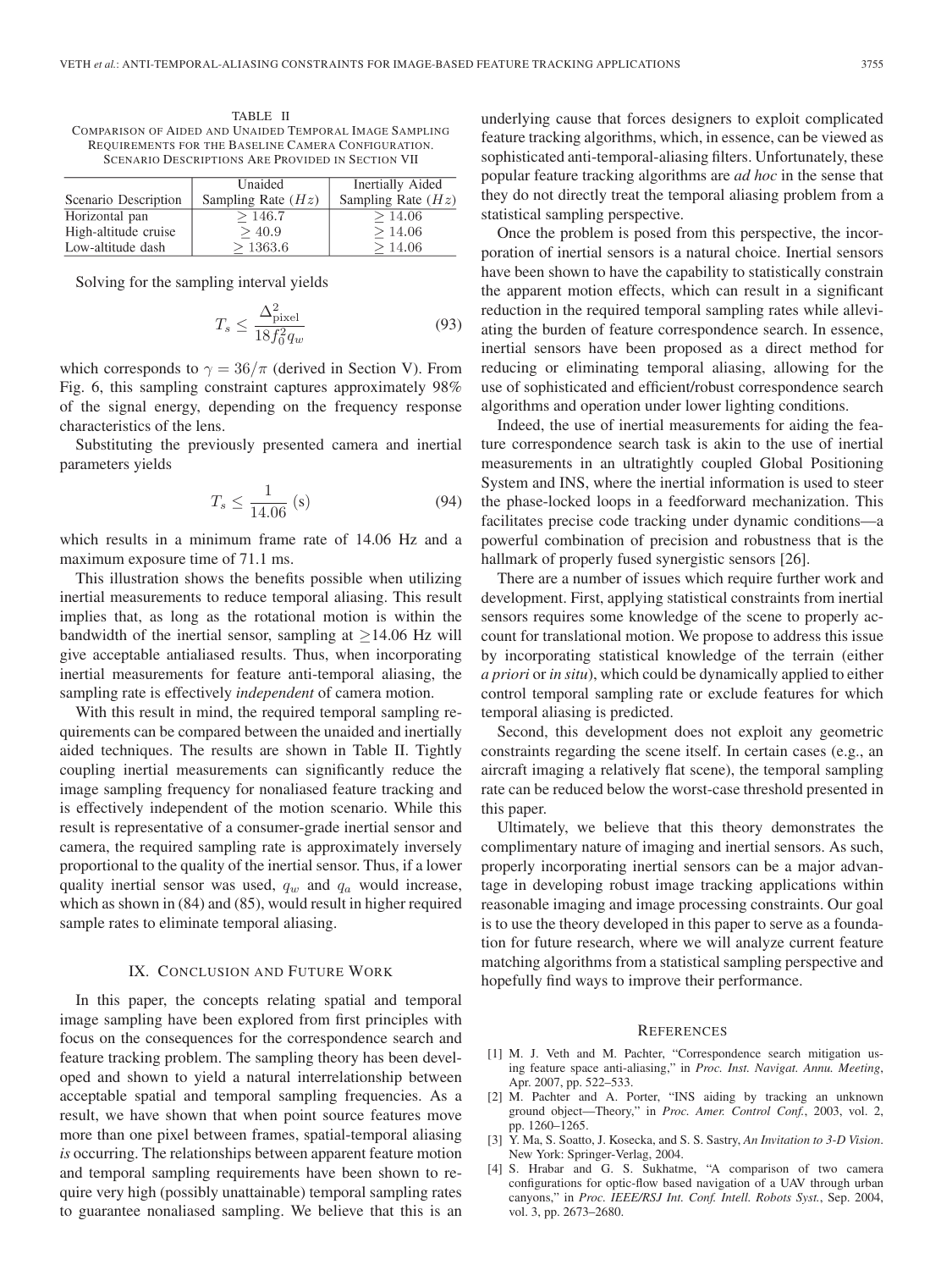TABLE II
COMPARISON OF AIDED AND UNAIDED TEMPORAL IMAGE SAMPLING REQUIREMENTS FOR THE BASELINE CAMERA CONFIGURATION. SCENARIO DESCRIPTIONS ARE PROVIDED IN SECTION VII

| Scenario Description | Unaided Sampling Rate ($Hz$) | Inertially Aided Sampling Rate ($Hz$) |
|---|---|---|
| Horizontal pan | $\geq 146.7$ | $\geq 14.06$ |
| High-altitude cruise | $\geq 40.9$ | $\geq 14.06$ |
| Low-altitude dash | $\geq 1363.6$ | $\geq 14.06$ |

Solving for the sampling interval yields

$$T_s \leq \frac{\Delta_{\text{pixel}}^2}{18 f_0^2 q_w} \tag{93}$$

which corresponds to $\gamma = 36/\pi$ (derived in Section V). From Fig. 6, this sampling constraint captures approximately 98% of the signal energy, depending on the frequency response characteristics of the lens.

Substituting the previously presented camera and inertial parameters yields

$$T_s \leq \frac{1}{14.06} \text{ (s)} \tag{94}$$

which results in a minimum frame rate of 14.06 Hz and a maximum exposure time of 71.1 ms.

This illustration shows the benefits possible when utilizing inertial measurements to reduce temporal aliasing. This result implies that, as long as the rotational motion is within the bandwidth of the inertial sensor, sampling at $\geq$14.06 Hz will give acceptable antialiased results. Thus, when incorporating inertial measurements for feature anti-temporal aliasing, the sampling rate is effectively *independent* of camera motion.

With this result in mind, the required temporal sampling requirements can be compared between the unaided and inertially aided techniques. The results are shown in Table II. Tightly coupling inertial measurements can significantly reduce the image sampling frequency for nonaliased feature tracking and is effectively independent of the motion scenario. While this result is representative of a consumer-grade inertial sensor and camera, the required sampling rate is approximately inversely proportional to the quality of the inertial sensor. Thus, if a lower quality inertial sensor was used, $q_w$ and $q_a$ would increase, which as shown in (84) and (85), would result in higher required sample rates to eliminate temporal aliasing.

## IX. Conclusion and Future Work

In this paper, the concepts relating spatial and temporal image sampling have been explored from first principles with focus on the consequences for the correspondence search and feature tracking problem. The sampling theory has been developed and shown to yield a natural interrelationship between acceptable spatial and temporal sampling frequencies. As a result, we have shown that when point source features move more than one pixel between frames, spatial-temporal aliasing *is* occurring. The relationships between apparent feature motion and temporal sampling requirements have been shown to require very high (possibly unattainable) temporal sampling rates to guarantee nonaliased sampling. We believe that this is an underlying cause that forces designers to exploit complicated feature tracking algorithms, which, in essence, can be viewed as sophisticated anti-temporal-aliasing filters. Unfortunately, these popular feature tracking algorithms are *ad hoc* in the sense that they do not directly treat the temporal aliasing problem from a statistical sampling perspective.

Once the problem is posed from this perspective, the incorporation of inertial sensors is a natural choice. Inertial sensors have been shown to have the capability to statistically constrain the apparent motion effects, which can result in a significant reduction in the required temporal sampling rates while alleviating the burden of feature correspondence search. In essence, inertial sensors have been proposed as a direct method for reducing or eliminating temporal aliasing, allowing for the use of sophisticated and efficient/robust correspondence search algorithms and operation under lower lighting conditions.

Indeed, the use of inertial measurements for aiding the feature correspondence search task is akin to the use of inertial measurements in an ultratightly coupled Global Positioning System and INS, where the inertial information is used to steer the phase-locked loops in a feedforward mechanization. This facilitates precise code tracking under dynamic conditions—a powerful combination of precision and robustness that is the hallmark of properly fused synergistic sensors [26].

There are a number of issues which require further work and development. First, applying statistical constraints from inertial sensors requires some knowledge of the scene to properly account for translational motion. We propose to address this issue by incorporating statistical knowledge of the terrain (either *a priori* or *in situ*), which could be dynamically applied to either control temporal sampling rate or exclude features for which temporal aliasing is predicted.

Second, this development does not exploit any geometric constraints regarding the scene itself. In certain cases (e.g., an aircraft imaging a relatively flat scene), the temporal sampling rate can be reduced below the worst-case threshold presented in this paper.

Ultimately, we believe that this theory demonstrates the complimentary nature of imaging and inertial sensors. As such, properly incorporating inertial sensors can be a major advantage in developing robust image tracking applications within reasonable imaging and image processing constraints. Our goal is to use the theory developed in this paper to serve as a foundation for future research, where we will analyze current feature matching algorithms from a statistical sampling perspective and hopefully find ways to improve their performance.

## References

[1] M. J. Veth and M. Pachter, "Correspondence search mitigation using feature space anti-aliasing," in *Proc. Inst. Navigat. Annu. Meeting*, Apr. 2007, pp. 522–533.

[2] M. Pachter and A. Porter, "INS aiding by tracking an unknown ground object—Theory," in *Proc. Amer. Control Conf.*, 2003, vol. 2, pp. 1260–1265.

[3] Y. Ma, S. Soatto, J. Kosecka, and S. S. Sastry, *An Invitation to 3-D Vision*. New York: Springer-Verlag, 2004.

[4] S. Hrabar and G. S. Sukhatme, "A comparison of two camera configurations for optic-flow based navigation of a UAV through urban canyons," in *Proc. IEEE/RSJ Int. Conf. Intell. Robots Syst.*, Sep. 2004, vol. 3, pp. 2673–2680.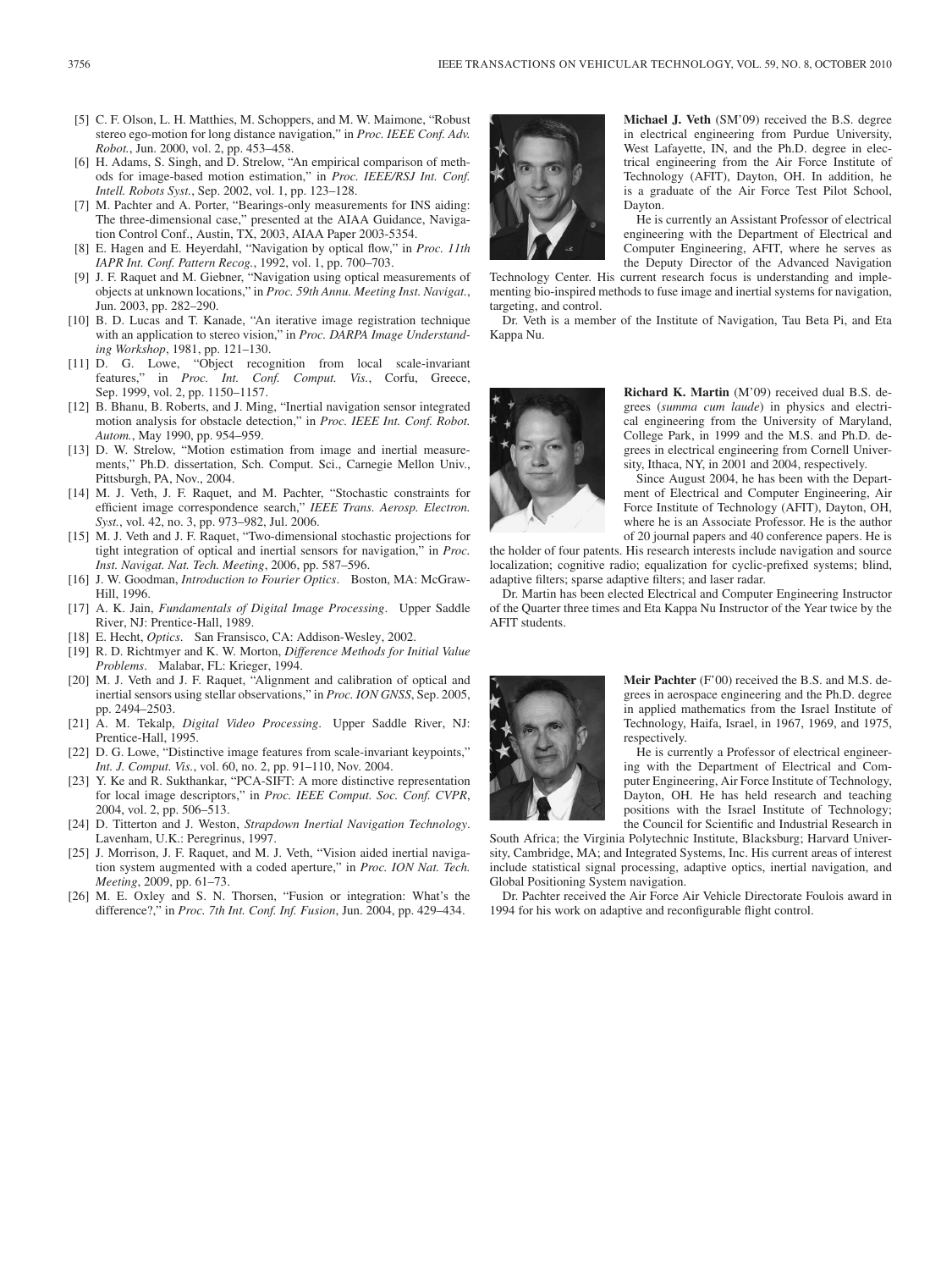[5] C. F. Olson, L. H. Matthies, M. Schoppers, and M. W. Maimone, "Robust stereo ego-motion for long distance navigation," in *Proc. IEEE Conf. Adv. Robot.*, Jun. 2000, vol. 2, pp. 453–458.

[6] H. Adams, S. Singh, and D. Strelow, "An empirical comparison of methods for image-based motion estimation," in *Proc. IEEE/RSJ Int. Conf. Intell. Robots Syst.*, Sep. 2002, vol. 1, pp. 123–128.

[7] M. Pachter and A. Porter, "Bearings-only measurements for INS aiding: The three-dimensional case," presented at the AIAA Guidance, Navigation Control Conf., Austin, TX, 2003, AIAA Paper 2003-5354.

[8] E. Hagen and E. Heyerdahl, "Navigation by optical flow," in *Proc. 11th IAPR Int. Conf. Pattern Recog.*, 1992, vol. 1, pp. 700–703.

[9] J. F. Raquet and M. Giebner, "Navigation using optical measurements of objects at unknown locations," in *Proc. 59th Annu. Meeting Inst. Navigat.*, Jun. 2003, pp. 282–290.

[10] B. D. Lucas and T. Kanade, "An iterative image registration technique with an application to stereo vision," in *Proc. DARPA Image Understanding Workshop*, 1981, pp. 121–130.

[11] D. G. Lowe, "Object recognition from local scale-invariant features," in *Proc. Int. Conf. Comput. Vis.*, Corfu, Greece, Sep. 1999, vol. 2, pp. 1150–1157.

[12] B. Bhanu, B. Roberts, and J. Ming, "Inertial navigation sensor integrated motion analysis for obstacle detection," in *Proc. IEEE Int. Conf. Robot. Autom.*, May 1990, pp. 954–959.

[13] D. W. Strelow, "Motion estimation from image and inertial measurements," Ph.D. dissertation, Sch. Comput. Sci., Carnegie Mellon Univ., Pittsburgh, PA, Nov., 2004.

[14] M. J. Veth, J. F. Raquet, and M. Pachter, "Stochastic constraints for efficient image correspondence search," *IEEE Trans. Aerosp. Electron. Syst.*, vol. 42, no. 3, pp. 973–982, Jul. 2006.

[15] M. J. Veth and J. F. Raquet, "Two-dimensional stochastic projections for tight integration of optical and inertial sensors for navigation," in *Proc. Inst. Navigat. Nat. Tech. Meeting*, 2006, pp. 587–596.

[16] J. W. Goodman, *Introduction to Fourier Optics*. Boston, MA: McGraw-Hill, 1996.

[17] A. K. Jain, *Fundamentals of Digital Image Processing*. Upper Saddle River, NJ: Prentice-Hall, 1989.

[18] E. Hecht, *Optics*. San Fransisco, CA: Addison-Wesley, 2002.

[19] R. D. Richtmyer and K. W. Morton, *Difference Methods for Initial Value Problems*. Malabar, FL: Krieger, 1994.

[20] M. J. Veth and J. F. Raquet, "Alignment and calibration of optical and inertial sensors using stellar observations," in *Proc. ION GNSS*, Sep. 2005, pp. 2494–2503.

[21] A. M. Tekalp, *Digital Video Processing*. Upper Saddle River, NJ: Prentice-Hall, 1995.

[22] D. G. Lowe, "Distinctive image features from scale-invariant keypoints," *Int. J. Comput. Vis.*, vol. 60, no. 2, pp. 91–110, Nov. 2004.

[23] Y. Ke and R. Sukthankar, "PCA-SIFT: A more distinctive representation for local image descriptors," in *Proc. IEEE Comput. Soc. Conf. CVPR*, 2004, vol. 2, pp. 506–513.

[24] D. Titterton and J. Weston, *Strapdown Inertial Navigation Technology*. Lavenham, U.K.: Peregrinus, 1997.

[25] J. Morrison, J. F. Raquet, and M. J. Veth, "Vision aided inertial navigation system augmented with a coded aperture," in *Proc. ION Nat. Tech. Meeting*, 2009, pp. 61–73.

[26] M. E. Oxley and S. N. Thorsen, "Fusion or integration: What's the difference?," in *Proc. 7th Int. Conf. Inf. Fusion*, Jun. 2004, pp. 429–434.

**Michael J. Veth** (SM'09) received the B.S. degree in electrical engineering from Purdue University, West Lafayette, IN, and the Ph.D. degree in electrical engineering from the Air Force Institute of Technology (AFIT), Dayton, OH. In addition, he is a graduate of the Air Force Test Pilot School, Dayton.

He is currently an Assistant Professor of electrical engineering with the Department of Electrical and Computer Engineering, AFIT, where he serves as the Deputy Director of the Advanced Navigation Technology Center. His current research focus is understanding and implementing bio-inspired methods to fuse image and inertial systems for navigation, targeting, and control.

Dr. Veth is a member of the Institute of Navigation, Tau Beta Pi, and Eta Kappa Nu.

**Richard K. Martin** (M'09) received dual B.S. degrees (*summa cum laude*) in physics and electrical engineering from the University of Maryland, College Park, in 1999 and the M.S. and Ph.D. degrees in electrical engineering from Cornell University, Ithaca, NY, in 2001 and 2004, respectively.

Since August 2004, he has been with the Department of Electrical and Computer Engineering, Air Force Institute of Technology (AFIT), Dayton, OH, where he is an Associate Professor. He is the author of 20 journal papers and 40 conference papers. He is the holder of four patents. His research interests include navigation and source localization; cognitive radio; equalization for cyclic-prefixed systems; blind, adaptive filters; sparse adaptive filters; and laser radar.

Dr. Martin has been elected Electrical and Computer Engineering Instructor of the Quarter three times and Eta Kappa Nu Instructor of the Year twice by the AFIT students.

**Meir Pachter** (F'00) received the B.S. and M.S. degrees in aerospace engineering and the Ph.D. degree in applied mathematics from the Israel Institute of Technology, Haifa, Israel, in 1967, 1969, and 1975, respectively.

He is currently a Professor of electrical engineering with the Department of Electrical and Computer Engineering, Air Force Institute of Technology, Dayton, OH. He has held research and teaching positions with the Israel Institute of Technology; the Council for Scientific and Industrial Research in South Africa; the Virginia Polytechnic Institute, Blacksburg; Harvard University, Cambridge, MA; and Integrated Systems, Inc. His current areas of interest include statistical signal processing, adaptive optics, inertial navigation, and Global Positioning System navigation.

Dr. Pachter received the Air Force Air Vehicle Directorate Foulois award in 1994 for his work on adaptive and reconfigurable flight control.